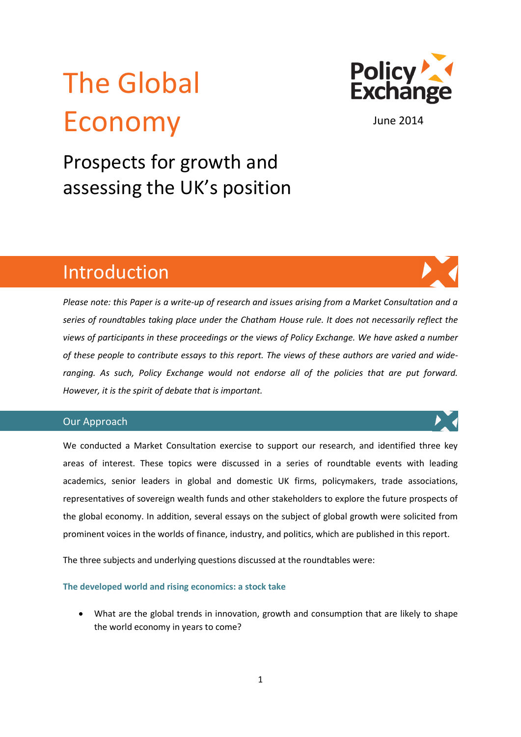# The Global Economy

Policy Exchange

June 2014

## Prospects for growth and assessing the UK's position

## Introduction

*Please note: this Paper is a write-up of research and issues arising from a Market Consultation and a series of roundtables taking place under the Chatham House rule. It does not necessarily reflect the views of participants in these proceedings or the views of Policy Exchange. We have asked a number of these people to contribute essays to this report. The views of these authors are varied and wide-ranging. As such, Policy Exchange would not endorse all of the policies that are put forward. However, it is the spirit of debate that is important.*

### Our Approach

We conducted a Market Consultation exercise to support our research, and identified three key areas of interest. These topics were discussed in a series of roundtable events with leading academics, senior leaders in global and domestic UK firms, policymakers, trade associations, representatives of sovereign wealth funds and other stakeholders to explore the future prospects of the global economy. In addition, several essays on the subject of global growth were solicited from prominent voices in the worlds of finance, industry, and politics, which are published in this report.

The three subjects and underlying questions discussed at the roundtables were:

**The developed world and rising economics: a stock take**

- What are the global trends in innovation, growth and consumption that are likely to shape the world economy in years to come?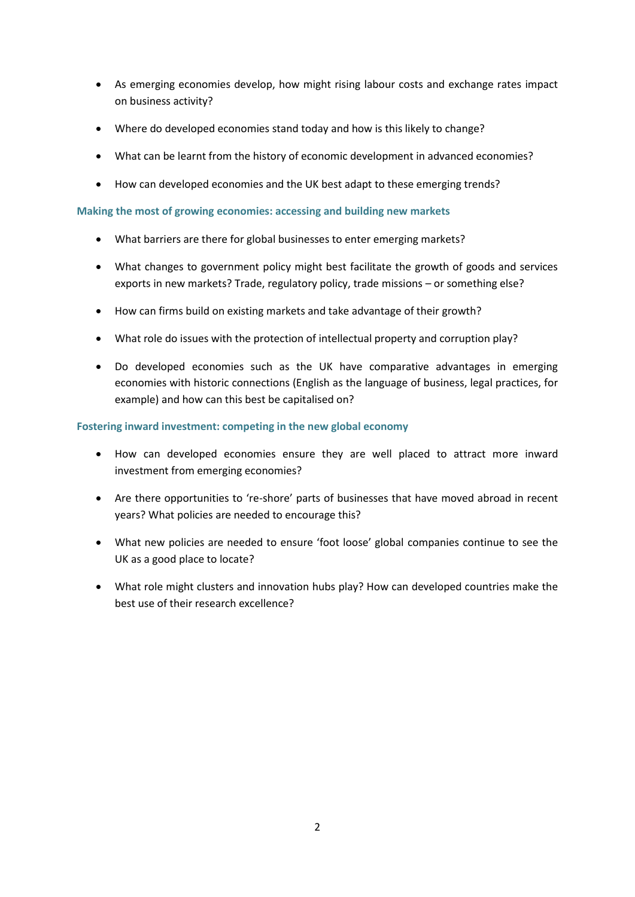- As emerging economies develop, how might rising labour costs and exchange rates impact on business activity?
- Where do developed economies stand today and how is this likely to change?
- What can be learnt from the history of economic development in advanced economies?
- How can developed economies and the UK best adapt to these emerging trends?

### Making the most of growing economies: accessing and building new markets

- What barriers are there for global businesses to enter emerging markets?
- What changes to government policy might best facilitate the growth of goods and services exports in new markets? Trade, regulatory policy, trade missions – or something else?
- How can firms build on existing markets and take advantage of their growth?
- What role do issues with the protection of intellectual property and corruption play?
- Do developed economies such as the UK have comparative advantages in emerging economies with historic connections (English as the language of business, legal practices, for example) and how can this best be capitalised on?

### Fostering inward investment: competing in the new global economy

- How can developed economies ensure they are well placed to attract more inward investment from emerging economies?
- Are there opportunities to 're-shore' parts of businesses that have moved abroad in recent years? What policies are needed to encourage this?
- What new policies are needed to ensure 'foot loose' global companies continue to see the UK as a good place to locate?
- What role might clusters and innovation hubs play? How can developed countries make the best use of their research excellence?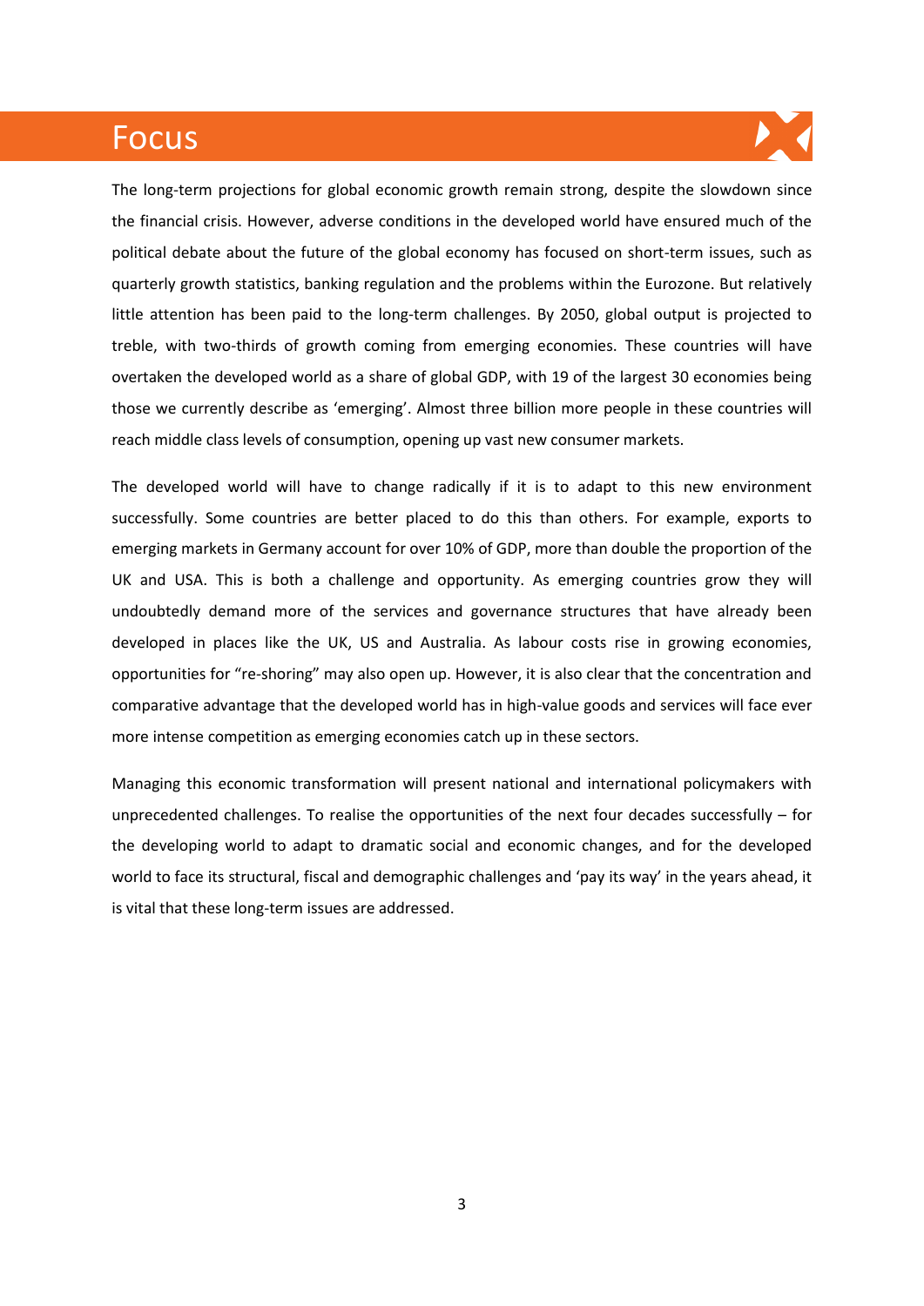# Focus

The long-term projections for global economic growth remain strong, despite the slowdown since the financial crisis. However, adverse conditions in the developed world have ensured much of the political debate about the future of the global economy has focused on short-term issues, such as quarterly growth statistics, banking regulation and the problems within the Eurozone. But relatively little attention has been paid to the long-term challenges. By 2050, global output is projected to treble, with two-thirds of growth coming from emerging economies. These countries will have overtaken the developed world as a share of global GDP, with 19 of the largest 30 economies being those we currently describe as 'emerging'. Almost three billion more people in these countries will reach middle class levels of consumption, opening up vast new consumer markets.

The developed world will have to change radically if it is to adapt to this new environment successfully. Some countries are better placed to do this than others. For example, exports to emerging markets in Germany account for over 10% of GDP, more than double the proportion of the UK and USA. This is both a challenge and opportunity. As emerging countries grow they will undoubtedly demand more of the services and governance structures that have already been developed in places like the UK, US and Australia. As labour costs rise in growing economies, opportunities for "re-shoring" may also open up. However, it is also clear that the concentration and comparative advantage that the developed world has in high-value goods and services will face ever more intense competition as emerging economies catch up in these sectors.

Managing this economic transformation will present national and international policymakers with unprecedented challenges. To realise the opportunities of the next four decades successfully – for the developing world to adapt to dramatic social and economic changes, and for the developed world to face its structural, fiscal and demographic challenges and 'pay its way' in the years ahead, it is vital that these long-term issues are addressed.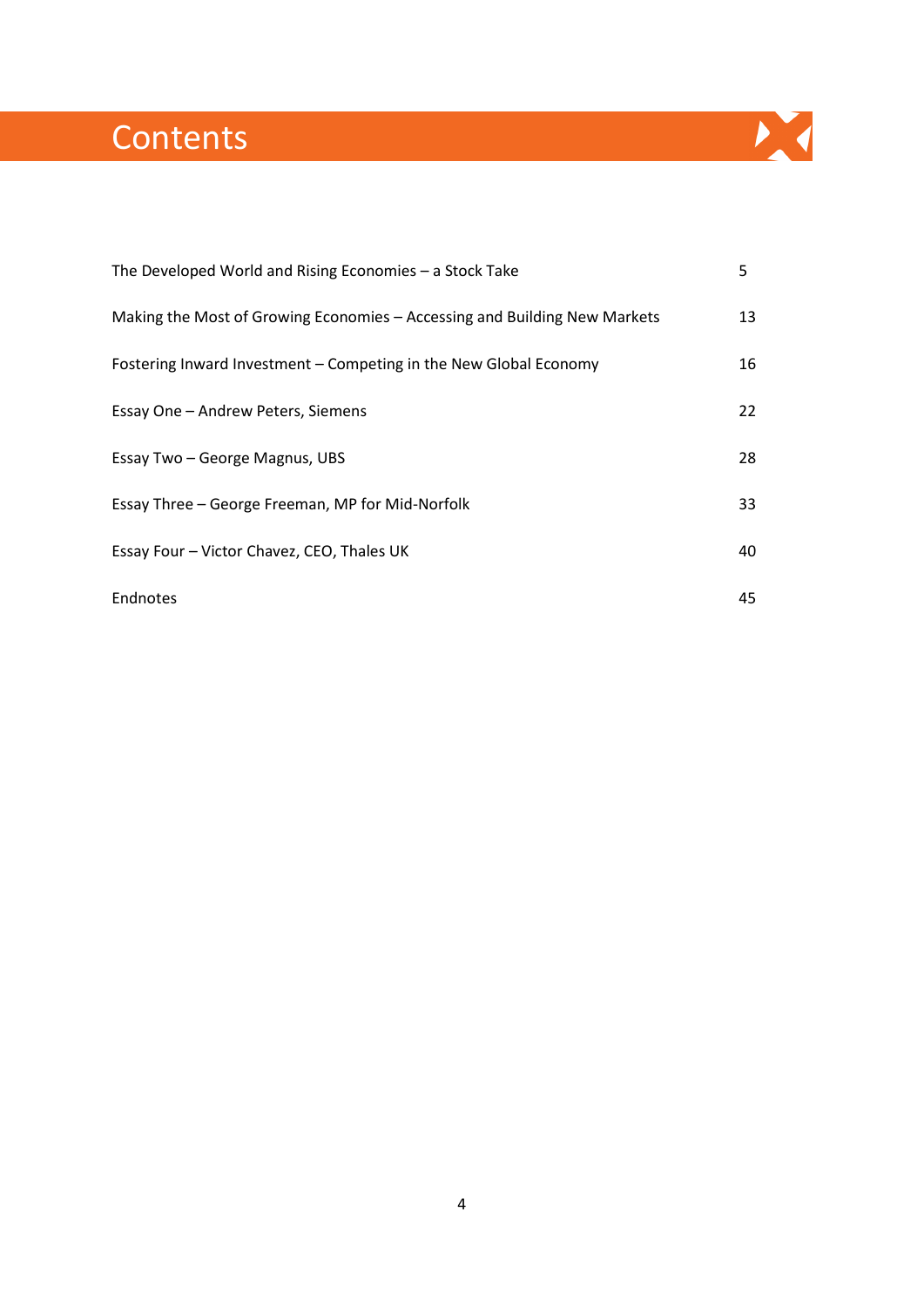# Contents

| | |
|---|---|
| The Developed World and Rising Economies – a Stock Take | 5 |
| Making the Most of Growing Economies – Accessing and Building New Markets | 13 |
| Fostering Inward Investment – Competing in the New Global Economy | 16 |
| Essay One – Andrew Peters, Siemens | 22 |
| Essay Two – George Magnus, UBS | 28 |
| Essay Three – George Freeman, MP for Mid-Norfolk | 33 |
| Essay Four – Victor Chavez, CEO, Thales UK | 40 |
| Endnotes | 45 |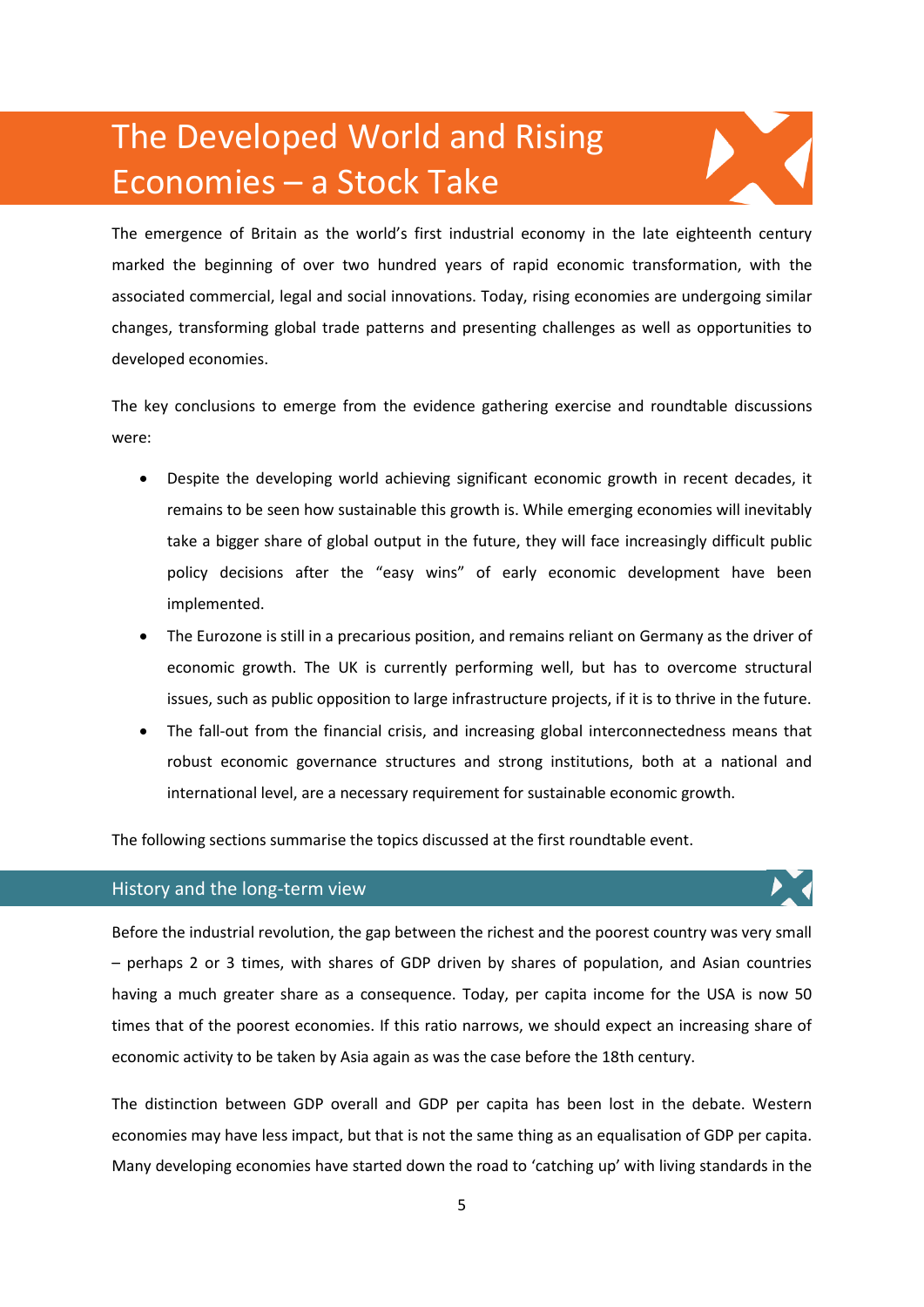# The Developed World and Rising Economies – a Stock Take

The emergence of Britain as the world's first industrial economy in the late eighteenth century marked the beginning of over two hundred years of rapid economic transformation, with the associated commercial, legal and social innovations. Today, rising economies are undergoing similar changes, transforming global trade patterns and presenting challenges as well as opportunities to developed economies.

The key conclusions to emerge from the evidence gathering exercise and roundtable discussions were:

- Despite the developing world achieving significant economic growth in recent decades, it remains to be seen how sustainable this growth is. While emerging economies will inevitably take a bigger share of global output in the future, they will face increasingly difficult public policy decisions after the "easy wins" of early economic development have been implemented.
- The Eurozone is still in a precarious position, and remains reliant on Germany as the driver of economic growth. The UK is currently performing well, but has to overcome structural issues, such as public opposition to large infrastructure projects, if it is to thrive in the future.
- The fall-out from the financial crisis, and increasing global interconnectedness means that robust economic governance structures and strong institutions, both at a national and international level, are a necessary requirement for sustainable economic growth.

The following sections summarise the topics discussed at the first roundtable event.

## History and the long-term view

Before the industrial revolution, the gap between the richest and the poorest country was very small – perhaps 2 or 3 times, with shares of GDP driven by shares of population, and Asian countries having a much greater share as a consequence. Today, per capita income for the USA is now 50 times that of the poorest economies. If this ratio narrows, we should expect an increasing share of economic activity to be taken by Asia again as was the case before the 18th century.

The distinction between GDP overall and GDP per capita has been lost in the debate. Western economies may have less impact, but that is not the same thing as an equalisation of GDP per capita. Many developing economies have started down the road to 'catching up' with living standards in the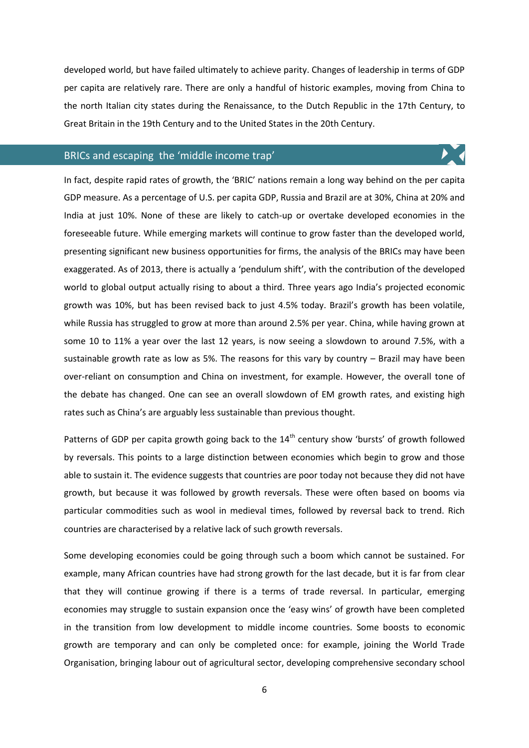developed world, but have failed ultimately to achieve parity. Changes of leadership in terms of GDP per capita are relatively rare. There are only a handful of historic examples, moving from China to the north Italian city states during the Renaissance, to the Dutch Republic in the 17th Century, to Great Britain in the 19th Century and to the United States in the 20th Century.

## BRICs and escaping the 'middle income trap'

In fact, despite rapid rates of growth, the 'BRIC' nations remain a long way behind on the per capita GDP measure. As a percentage of U.S. per capita GDP, Russia and Brazil are at 30%, China at 20% and India at just 10%. None of these are likely to catch-up or overtake developed economies in the foreseeable future. While emerging markets will continue to grow faster than the developed world, presenting significant new business opportunities for firms, the analysis of the BRICs may have been exaggerated. As of 2013, there is actually a 'pendulum shift', with the contribution of the developed world to global output actually rising to about a third. Three years ago India's projected economic growth was 10%, but has been revised back to just 4.5% today. Brazil's growth has been volatile, while Russia has struggled to grow at more than around 2.5% per year. China, while having grown at some 10 to 11% a year over the last 12 years, is now seeing a slowdown to around 7.5%, with a sustainable growth rate as low as 5%. The reasons for this vary by country – Brazil may have been over-reliant on consumption and China on investment, for example. However, the overall tone of the debate has changed. One can see an overall slowdown of EM growth rates, and existing high rates such as China's are arguably less sustainable than previous thought.

Patterns of GDP per capita growth going back to the 14th century show 'bursts' of growth followed by reversals. This points to a large distinction between economies which begin to grow and those able to sustain it. The evidence suggests that countries are poor today not because they did not have growth, but because it was followed by growth reversals. These were often based on booms via particular commodities such as wool in medieval times, followed by reversal back to trend. Rich countries are characterised by a relative lack of such growth reversals.

Some developing economies could be going through such a boom which cannot be sustained. For example, many African countries have had strong growth for the last decade, but it is far from clear that they will continue growing if there is a terms of trade reversal. In particular, emerging economies may struggle to sustain expansion once the 'easy wins' of growth have been completed in the transition from low development to middle income countries. Some boosts to economic growth are temporary and can only be completed once: for example, joining the World Trade Organisation, bringing labour out of agricultural sector, developing comprehensive secondary school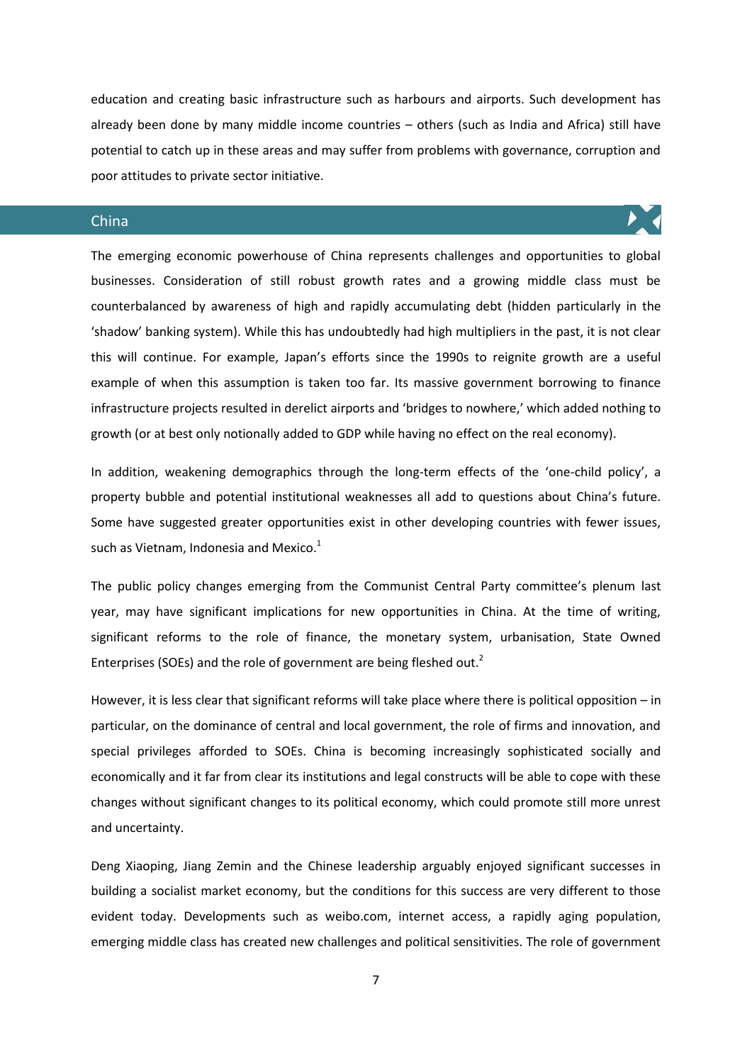education and creating basic infrastructure such as harbours and airports. Such development has already been done by many middle income countries – others (such as India and Africa) still have potential to catch up in these areas and may suffer from problems with governance, corruption and poor attitudes to private sector initiative.

## China

The emerging economic powerhouse of China represents challenges and opportunities to global businesses. Consideration of still robust growth rates and a growing middle class must be counterbalanced by awareness of high and rapidly accumulating debt (hidden particularly in the 'shadow' banking system). While this has undoubtedly had high multipliers in the past, it is not clear this will continue. For example, Japan's efforts since the 1990s to reignite growth are a useful example of when this assumption is taken too far. Its massive government borrowing to finance infrastructure projects resulted in derelict airports and 'bridges to nowhere,' which added nothing to growth (or at best only notionally added to GDP while having no effect on the real economy).

In addition, weakening demographics through the long-term effects of the 'one-child policy', a property bubble and potential institutional weaknesses all add to questions about China's future. Some have suggested greater opportunities exist in other developing countries with fewer issues, such as Vietnam, Indonesia and Mexico.[1]

The public policy changes emerging from the Communist Central Party committee's plenum last year, may have significant implications for new opportunities in China. At the time of writing, significant reforms to the role of finance, the monetary system, urbanisation, State Owned Enterprises (SOEs) and the role of government are being fleshed out.[2]

However, it is less clear that significant reforms will take place where there is political opposition – in particular, on the dominance of central and local government, the role of firms and innovation, and special privileges afforded to SOEs. China is becoming increasingly sophisticated socially and economically and it far from clear its institutions and legal constructs will be able to cope with these changes without significant changes to its political economy, which could promote still more unrest and uncertainty.

Deng Xiaoping, Jiang Zemin and the Chinese leadership arguably enjoyed significant successes in building a socialist market economy, but the conditions for this success are very different to those evident today. Developments such as weibo.com, internet access, a rapidly aging population, emerging middle class has created new challenges and political sensitivities. The role of government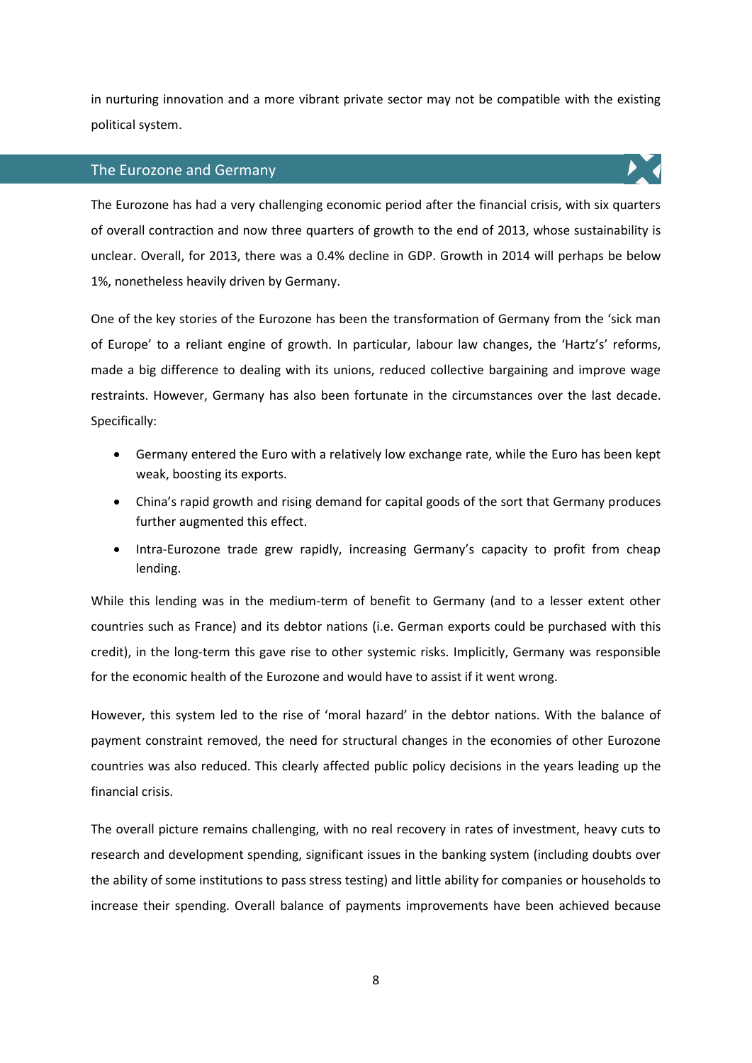in nurturing innovation and a more vibrant private sector may not be compatible with the existing political system.

## The Eurozone and Germany

The Eurozone has had a very challenging economic period after the financial crisis, with six quarters of overall contraction and now three quarters of growth to the end of 2013, whose sustainability is unclear. Overall, for 2013, there was a 0.4% decline in GDP. Growth in 2014 will perhaps be below 1%, nonetheless heavily driven by Germany.

One of the key stories of the Eurozone has been the transformation of Germany from the 'sick man of Europe' to a reliant engine of growth. In particular, labour law changes, the 'Hartz's' reforms, made a big difference to dealing with its unions, reduced collective bargaining and improve wage restraints. However, Germany has also been fortunate in the circumstances over the last decade. Specifically:

- Germany entered the Euro with a relatively low exchange rate, while the Euro has been kept weak, boosting its exports.
- China's rapid growth and rising demand for capital goods of the sort that Germany produces further augmented this effect.
- Intra-Eurozone trade grew rapidly, increasing Germany's capacity to profit from cheap lending.

While this lending was in the medium-term of benefit to Germany (and to a lesser extent other countries such as France) and its debtor nations (i.e. German exports could be purchased with this credit), in the long-term this gave rise to other systemic risks. Implicitly, Germany was responsible for the economic health of the Eurozone and would have to assist if it went wrong.

However, this system led to the rise of 'moral hazard' in the debtor nations. With the balance of payment constraint removed, the need for structural changes in the economies of other Eurozone countries was also reduced. This clearly affected public policy decisions in the years leading up the financial crisis.

The overall picture remains challenging, with no real recovery in rates of investment, heavy cuts to research and development spending, significant issues in the banking system (including doubts over the ability of some institutions to pass stress testing) and little ability for companies or households to increase their spending. Overall balance of payments improvements have been achieved because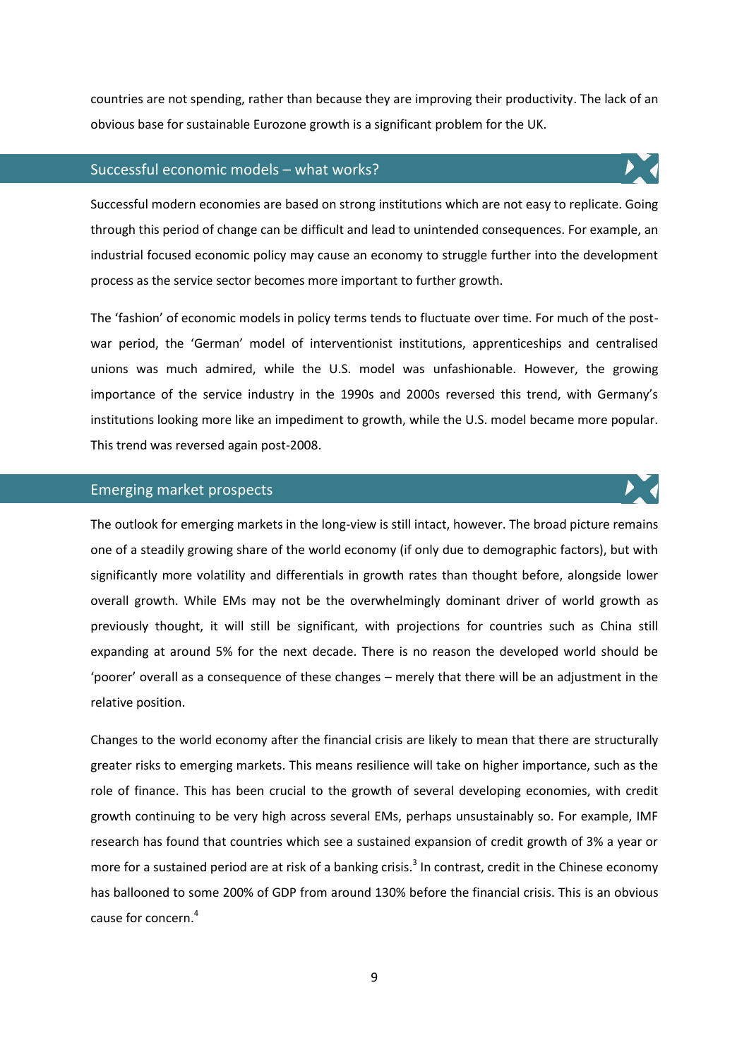countries are not spending, rather than because they are improving their productivity. The lack of an obvious base for sustainable Eurozone growth is a significant problem for the UK.

## Successful economic models – what works?

Successful modern economies are based on strong institutions which are not easy to replicate. Going through this period of change can be difficult and lead to unintended consequences. For example, an industrial focused economic policy may cause an economy to struggle further into the development process as the service sector becomes more important to further growth.

The 'fashion' of economic models in policy terms tends to fluctuate over time. For much of the post-war period, the 'German' model of interventionist institutions, apprenticeships and centralised unions was much admired, while the U.S. model was unfashionable. However, the growing importance of the service industry in the 1990s and 2000s reversed this trend, with Germany's institutions looking more like an impediment to growth, while the U.S. model became more popular. This trend was reversed again post-2008.

## Emerging market prospects

The outlook for emerging markets in the long-view is still intact, however. The broad picture remains one of a steadily growing share of the world economy (if only due to demographic factors), but with significantly more volatility and differentials in growth rates than thought before, alongside lower overall growth. While EMs may not be the overwhelmingly dominant driver of world growth as previously thought, it will still be significant, with projections for countries such as China still expanding at around 5% for the next decade. There is no reason the developed world should be 'poorer' overall as a consequence of these changes – merely that there will be an adjustment in the relative position.

Changes to the world economy after the financial crisis are likely to mean that there are structurally greater risks to emerging markets. This means resilience will take on higher importance, such as the role of finance. This has been crucial to the growth of several developing economies, with credit growth continuing to be very high across several EMs, perhaps unsustainably so. For example, IMF research has found that countries which see a sustained expansion of credit growth of 3% a year or more for a sustained period are at risk of a banking crisis.[3] In contrast, credit in the Chinese economy has ballooned to some 200% of GDP from around 130% before the financial crisis. This is an obvious cause for concern.[4]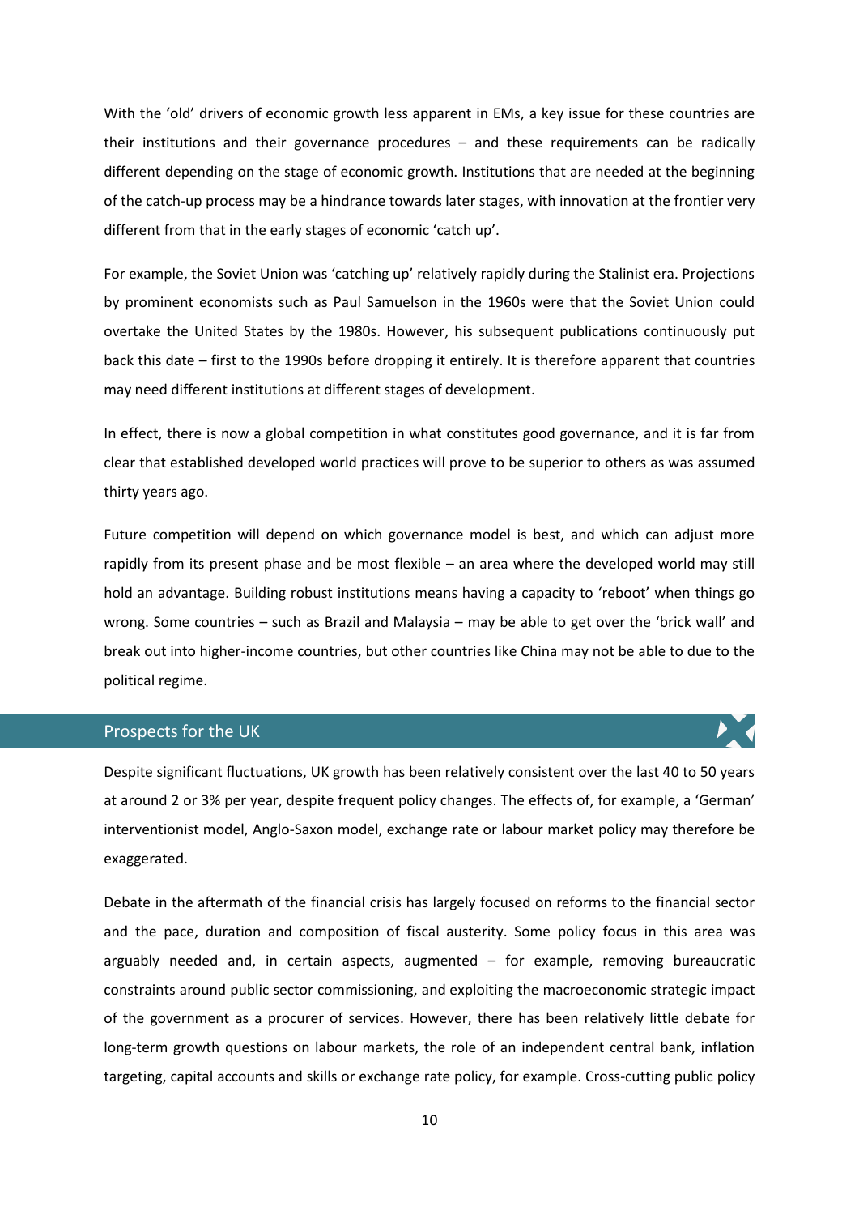With the 'old' drivers of economic growth less apparent in EMs, a key issue for these countries are their institutions and their governance procedures – and these requirements can be radically different depending on the stage of economic growth. Institutions that are needed at the beginning of the catch-up process may be a hindrance towards later stages, with innovation at the frontier very different from that in the early stages of economic 'catch up'.

For example, the Soviet Union was 'catching up' relatively rapidly during the Stalinist era. Projections by prominent economists such as Paul Samuelson in the 1960s were that the Soviet Union could overtake the United States by the 1980s. However, his subsequent publications continuously put back this date – first to the 1990s before dropping it entirely. It is therefore apparent that countries may need different institutions at different stages of development.

In effect, there is now a global competition in what constitutes good governance, and it is far from clear that established developed world practices will prove to be superior to others as was assumed thirty years ago.

Future competition will depend on which governance model is best, and which can adjust more rapidly from its present phase and be most flexible – an area where the developed world may still hold an advantage. Building robust institutions means having a capacity to 'reboot' when things go wrong. Some countries – such as Brazil and Malaysia – may be able to get over the 'brick wall' and break out into higher-income countries, but other countries like China may not be able to due to the political regime.

## Prospects for the UK

Despite significant fluctuations, UK growth has been relatively consistent over the last 40 to 50 years at around 2 or 3% per year, despite frequent policy changes. The effects of, for example, a 'German' interventionist model, Anglo-Saxon model, exchange rate or labour market policy may therefore be exaggerated.

Debate in the aftermath of the financial crisis has largely focused on reforms to the financial sector and the pace, duration and composition of fiscal austerity. Some policy focus in this area was arguably needed and, in certain aspects, augmented – for example, removing bureaucratic constraints around public sector commissioning, and exploiting the macroeconomic strategic impact of the government as a procurer of services. However, there has been relatively little debate for long-term growth questions on labour markets, the role of an independent central bank, inflation targeting, capital accounts and skills or exchange rate policy, for example. Cross-cutting public policy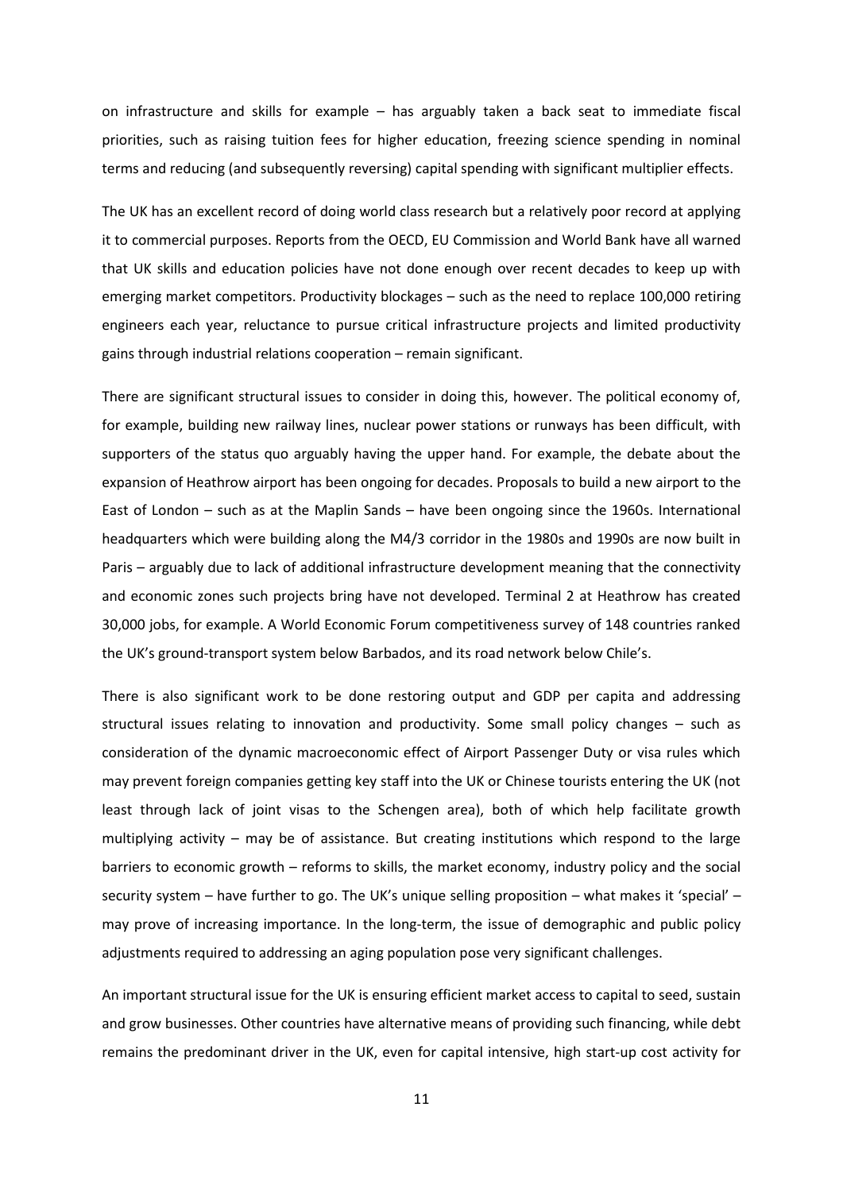on infrastructure and skills for example – has arguably taken a back seat to immediate fiscal priorities, such as raising tuition fees for higher education, freezing science spending in nominal terms and reducing (and subsequently reversing) capital spending with significant multiplier effects.

The UK has an excellent record of doing world class research but a relatively poor record at applying it to commercial purposes. Reports from the OECD, EU Commission and World Bank have all warned that UK skills and education policies have not done enough over recent decades to keep up with emerging market competitors. Productivity blockages – such as the need to replace 100,000 retiring engineers each year, reluctance to pursue critical infrastructure projects and limited productivity gains through industrial relations cooperation – remain significant.

There are significant structural issues to consider in doing this, however. The political economy of, for example, building new railway lines, nuclear power stations or runways has been difficult, with supporters of the status quo arguably having the upper hand. For example, the debate about the expansion of Heathrow airport has been ongoing for decades. Proposals to build a new airport to the East of London – such as at the Maplin Sands – have been ongoing since the 1960s. International headquarters which were building along the M4/3 corridor in the 1980s and 1990s are now built in Paris – arguably due to lack of additional infrastructure development meaning that the connectivity and economic zones such projects bring have not developed. Terminal 2 at Heathrow has created 30,000 jobs, for example. A World Economic Forum competitiveness survey of 148 countries ranked the UK's ground-transport system below Barbados, and its road network below Chile's.

There is also significant work to be done restoring output and GDP per capita and addressing structural issues relating to innovation and productivity. Some small policy changes – such as consideration of the dynamic macroeconomic effect of Airport Passenger Duty or visa rules which may prevent foreign companies getting key staff into the UK or Chinese tourists entering the UK (not least through lack of joint visas to the Schengen area), both of which help facilitate growth multiplying activity – may be of assistance. But creating institutions which respond to the large barriers to economic growth – reforms to skills, the market economy, industry policy and the social security system – have further to go. The UK's unique selling proposition – what makes it 'special' – may prove of increasing importance. In the long-term, the issue of demographic and public policy adjustments required to addressing an aging population pose very significant challenges.

An important structural issue for the UK is ensuring efficient market access to capital to seed, sustain and grow businesses. Other countries have alternative means of providing such financing, while debt remains the predominant driver in the UK, even for capital intensive, high start-up cost activity for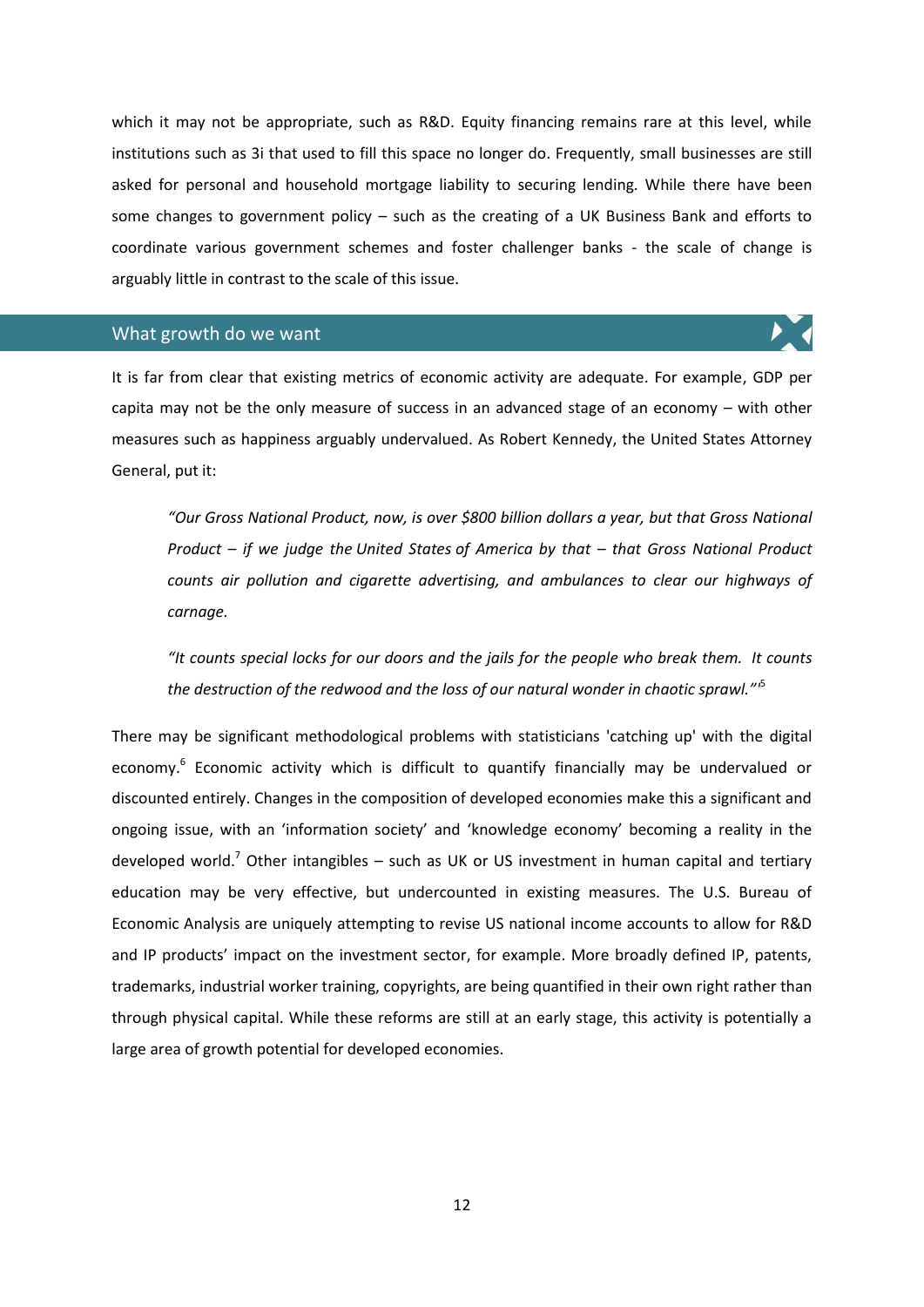which it may not be appropriate, such as R&D. Equity financing remains rare at this level, while institutions such as 3i that used to fill this space no longer do. Frequently, small businesses are still asked for personal and household mortgage liability to securing lending. While there have been some changes to government policy – such as the creating of a UK Business Bank and efforts to coordinate various government schemes and foster challenger banks - the scale of change is arguably little in contrast to the scale of this issue.

## What growth do we want

It is far from clear that existing metrics of economic activity are adequate. For example, GDP per capita may not be the only measure of success in an advanced stage of an economy – with other measures such as happiness arguably undervalued. As Robert Kennedy, the United States Attorney General, put it:

> *"Our Gross National Product, now, is over $800 billion dollars a year, but that Gross National Product – if we judge the United States of America by that – that Gross National Product counts air pollution and cigarette advertising, and ambulances to clear our highways of carnage.*
>
> *"It counts special locks for our doors and the jails for the people who break them. It counts the destruction of the redwood and the loss of our natural wonder in chaotic sprawl."*[5]

There may be significant methodological problems with statisticians 'catching up' with the digital economy.[6] Economic activity which is difficult to quantify financially may be undervalued or discounted entirely. Changes in the composition of developed economies make this a significant and ongoing issue, with an 'information society' and 'knowledge economy' becoming a reality in the developed world.[7] Other intangibles – such as UK or US investment in human capital and tertiary education may be very effective, but undercounted in existing measures. The U.S. Bureau of Economic Analysis are uniquely attempting to revise US national income accounts to allow for R&D and IP products' impact on the investment sector, for example. More broadly defined IP, patents, trademarks, industrial worker training, copyrights, are being quantified in their own right rather than through physical capital. While these reforms are still at an early stage, this activity is potentially a large area of growth potential for developed economies.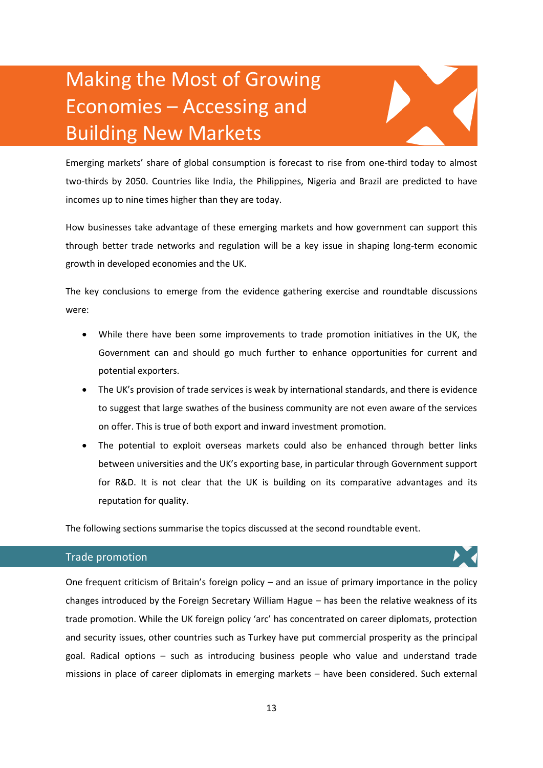# Making the Most of Growing Economies – Accessing and Building New Markets

Emerging markets' share of global consumption is forecast to rise from one-third today to almost two-thirds by 2050. Countries like India, the Philippines, Nigeria and Brazil are predicted to have incomes up to nine times higher than they are today.

How businesses take advantage of these emerging markets and how government can support this through better trade networks and regulation will be a key issue in shaping long-term economic growth in developed economies and the UK.

The key conclusions to emerge from the evidence gathering exercise and roundtable discussions were:

- While there have been some improvements to trade promotion initiatives in the UK, the Government can and should go much further to enhance opportunities for current and potential exporters.
- The UK's provision of trade services is weak by international standards, and there is evidence to suggest that large swathes of the business community are not even aware of the services on offer. This is true of both export and inward investment promotion.
- The potential to exploit overseas markets could also be enhanced through better links between universities and the UK's exporting base, in particular through Government support for R&D. It is not clear that the UK is building on its comparative advantages and its reputation for quality.

The following sections summarise the topics discussed at the second roundtable event.

## Trade promotion

One frequent criticism of Britain's foreign policy – and an issue of primary importance in the policy changes introduced by the Foreign Secretary William Hague – has been the relative weakness of its trade promotion. While the UK foreign policy 'arc' has concentrated on career diplomats, protection and security issues, other countries such as Turkey have put commercial prosperity as the principal goal. Radical options – such as introducing business people who value and understand trade missions in place of career diplomats in emerging markets – have been considered. Such external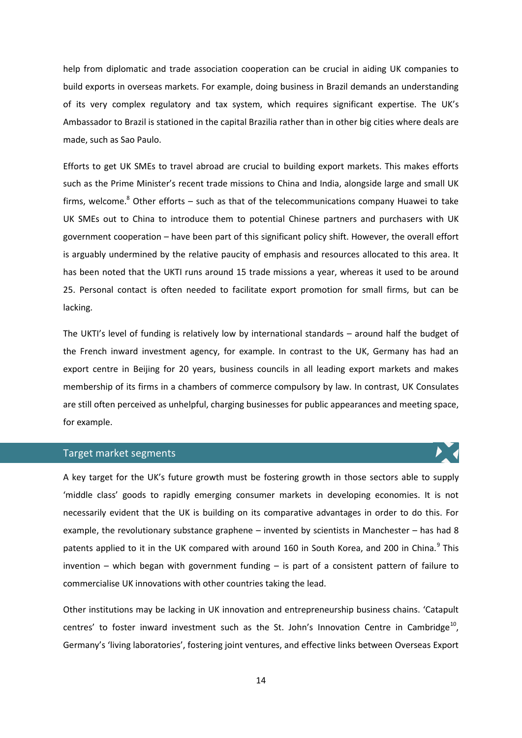help from diplomatic and trade association cooperation can be crucial in aiding UK companies to build exports in overseas markets. For example, doing business in Brazil demands an understanding of its very complex regulatory and tax system, which requires significant expertise. The UK's Ambassador to Brazil is stationed in the capital Brazilia rather than in other big cities where deals are made, such as Sao Paulo.

Efforts to get UK SMEs to travel abroad are crucial to building export markets. This makes efforts such as the Prime Minister's recent trade missions to China and India, alongside large and small UK firms, welcome.[8] Other efforts – such as that of the telecommunications company Huawei to take UK SMEs out to China to introduce them to potential Chinese partners and purchasers with UK government cooperation – have been part of this significant policy shift. However, the overall effort is arguably undermined by the relative paucity of emphasis and resources allocated to this area. It has been noted that the UKTI runs around 15 trade missions a year, whereas it used to be around 25. Personal contact is often needed to facilitate export promotion for small firms, but can be lacking.

The UKTI's level of funding is relatively low by international standards – around half the budget of the French inward investment agency, for example. In contrast to the UK, Germany has had an export centre in Beijing for 20 years, business councils in all leading export markets and makes membership of its firms in a chambers of commerce compulsory by law. In contrast, UK Consulates are still often perceived as unhelpful, charging businesses for public appearances and meeting space, for example.

## Target market segments

A key target for the UK's future growth must be fostering growth in those sectors able to supply 'middle class' goods to rapidly emerging consumer markets in developing economies. It is not necessarily evident that the UK is building on its comparative advantages in order to do this. For example, the revolutionary substance graphene – invented by scientists in Manchester – has had 8 patents applied to it in the UK compared with around 160 in South Korea, and 200 in China.[9] This invention – which began with government funding – is part of a consistent pattern of failure to commercialise UK innovations with other countries taking the lead.

Other institutions may be lacking in UK innovation and entrepreneurship business chains. 'Catapult centres' to foster inward investment such as the St. John's Innovation Centre in Cambridge[10], Germany's 'living laboratories', fostering joint ventures, and effective links between Overseas Export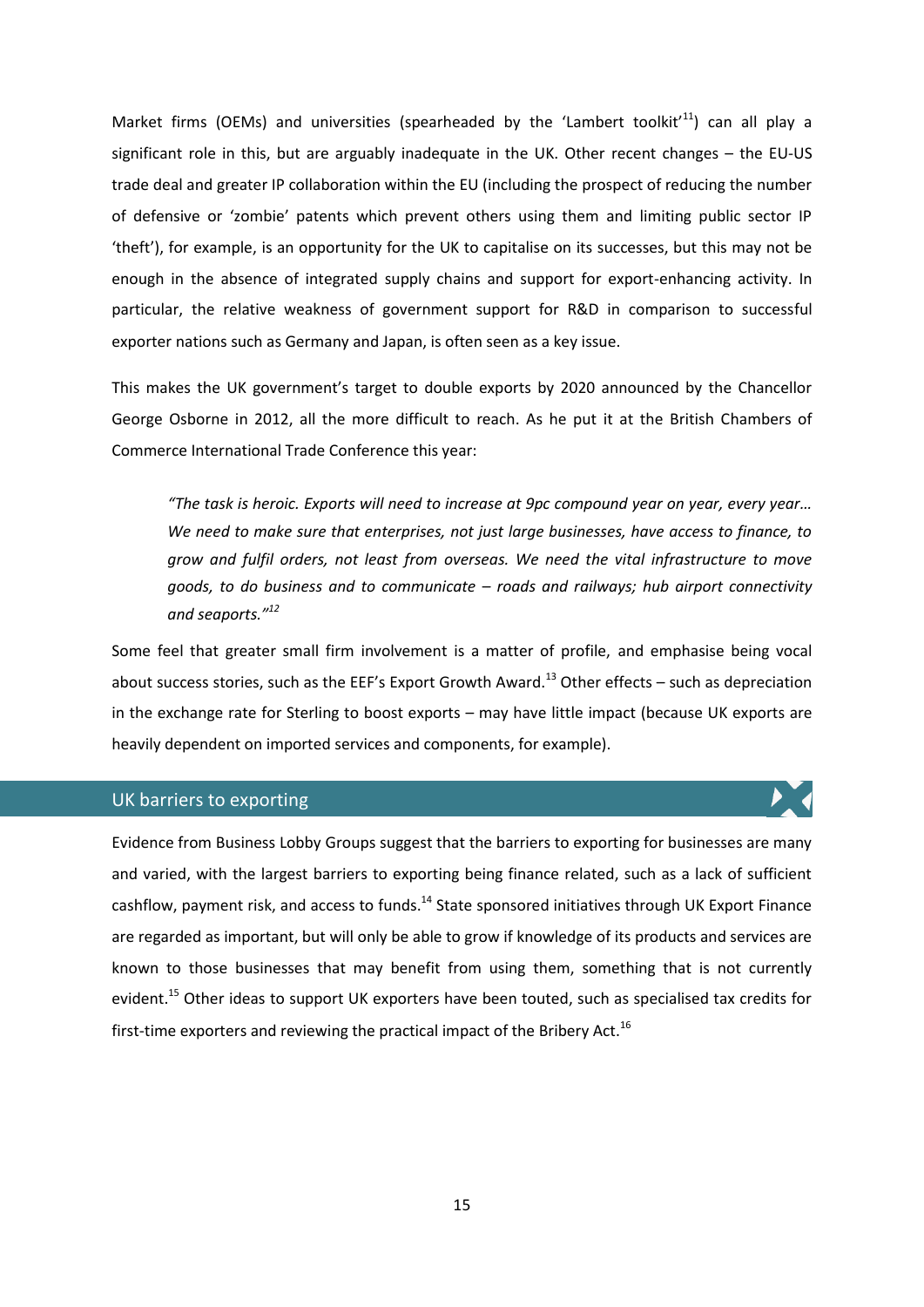Market firms (OEMs) and universities (spearheaded by the 'Lambert toolkit'[11]) can all play a significant role in this, but are arguably inadequate in the UK. Other recent changes – the EU-US trade deal and greater IP collaboration within the EU (including the prospect of reducing the number of defensive or 'zombie' patents which prevent others using them and limiting public sector IP 'theft'), for example, is an opportunity for the UK to capitalise on its successes, but this may not be enough in the absence of integrated supply chains and support for export-enhancing activity. In particular, the relative weakness of government support for R&D in comparison to successful exporter nations such as Germany and Japan, is often seen as a key issue.

This makes the UK government's target to double exports by 2020 announced by the Chancellor George Osborne in 2012, all the more difficult to reach. As he put it at the British Chambers of Commerce International Trade Conference this year:

> *"The task is heroic. Exports will need to increase at 9pc compound year on year, every year… We need to make sure that enterprises, not just large businesses, have access to finance, to grow and fulfil orders, not least from overseas. We need the vital infrastructure to move goods, to do business and to communicate – roads and railways; hub airport connectivity and seaports."*[12]

Some feel that greater small firm involvement is a matter of profile, and emphasise being vocal about success stories, such as the EEF's Export Growth Award.[13] Other effects – such as depreciation in the exchange rate for Sterling to boost exports – may have little impact (because UK exports are heavily dependent on imported services and components, for example).

## UK barriers to exporting

Evidence from Business Lobby Groups suggest that the barriers to exporting for businesses are many and varied, with the largest barriers to exporting being finance related, such as a lack of sufficient cashflow, payment risk, and access to funds.[14] State sponsored initiatives through UK Export Finance are regarded as important, but will only be able to grow if knowledge of its products and services are known to those businesses that may benefit from using them, something that is not currently evident.[15] Other ideas to support UK exporters have been touted, such as specialised tax credits for first-time exporters and reviewing the practical impact of the Bribery Act.[16]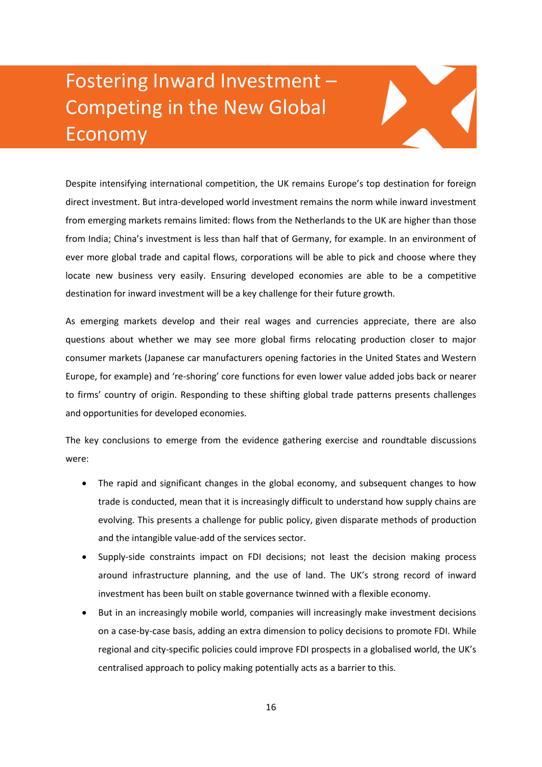# Fostering Inward Investment – Competing in the New Global Economy

Despite intensifying international competition, the UK remains Europe's top destination for foreign direct investment. But intra-developed world investment remains the norm while inward investment from emerging markets remains limited: flows from the Netherlands to the UK are higher than those from India; China's investment is less than half that of Germany, for example. In an environment of ever more global trade and capital flows, corporations will be able to pick and choose where they locate new business very easily. Ensuring developed economies are able to be a competitive destination for inward investment will be a key challenge for their future growth.

As emerging markets develop and their real wages and currencies appreciate, there are also questions about whether we may see more global firms relocating production closer to major consumer markets (Japanese car manufacturers opening factories in the United States and Western Europe, for example) and 're-shoring' core functions for even lower value added jobs back or nearer to firms' country of origin. Responding to these shifting global trade patterns presents challenges and opportunities for developed economies.

The key conclusions to emerge from the evidence gathering exercise and roundtable discussions were:

- The rapid and significant changes in the global economy, and subsequent changes to how trade is conducted, mean that it is increasingly difficult to understand how supply chains are evolving. This presents a challenge for public policy, given disparate methods of production and the intangible value-add of the services sector.
- Supply-side constraints impact on FDI decisions; not least the decision making process around infrastructure planning, and the use of land. The UK's strong record of inward investment has been built on stable governance twinned with a flexible economy.
- But in an increasingly mobile world, companies will increasingly make investment decisions on a case-by-case basis, adding an extra dimension to policy decisions to promote FDI. While regional and city-specific policies could improve FDI prospects in a globalised world, the UK's centralised approach to policy making potentially acts as a barrier to this.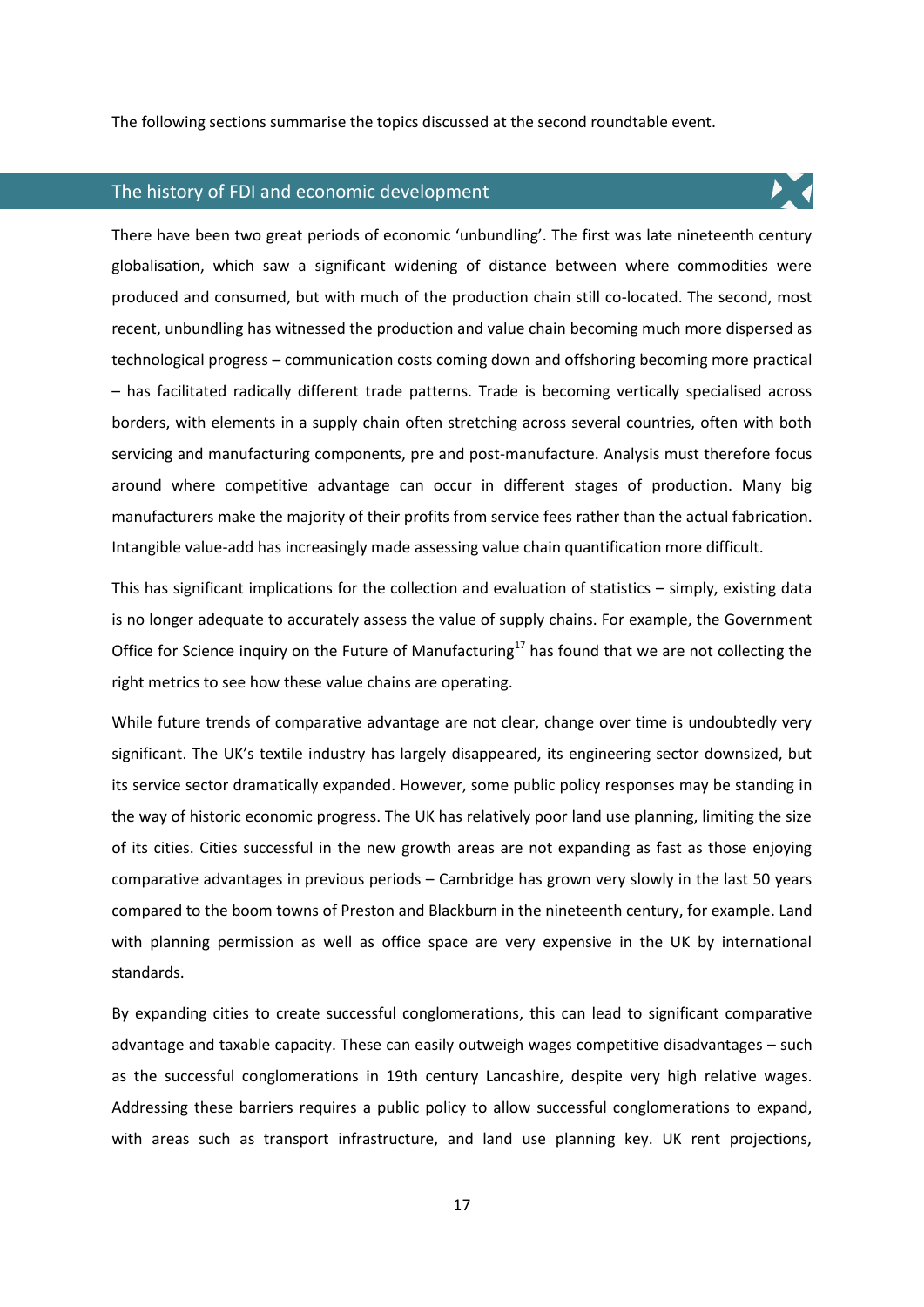The following sections summarise the topics discussed at the second roundtable event.

## The history of FDI and economic development

There have been two great periods of economic 'unbundling'. The first was late nineteenth century globalisation, which saw a significant widening of distance between where commodities were produced and consumed, but with much of the production chain still co-located. The second, most recent, unbundling has witnessed the production and value chain becoming much more dispersed as technological progress – communication costs coming down and offshoring becoming more practical – has facilitated radically different trade patterns. Trade is becoming vertically specialised across borders, with elements in a supply chain often stretching across several countries, often with both servicing and manufacturing components, pre and post-manufacture. Analysis must therefore focus around where competitive advantage can occur in different stages of production. Many big manufacturers make the majority of their profits from service fees rather than the actual fabrication. Intangible value-add has increasingly made assessing value chain quantification more difficult.

This has significant implications for the collection and evaluation of statistics – simply, existing data is no longer adequate to accurately assess the value of supply chains. For example, the Government Office for Science inquiry on the Future of Manufacturing[17] has found that we are not collecting the right metrics to see how these value chains are operating.

While future trends of comparative advantage are not clear, change over time is undoubtedly very significant. The UK's textile industry has largely disappeared, its engineering sector downsized, but its service sector dramatically expanded. However, some public policy responses may be standing in the way of historic economic progress. The UK has relatively poor land use planning, limiting the size of its cities. Cities successful in the new growth areas are not expanding as fast as those enjoying comparative advantages in previous periods – Cambridge has grown very slowly in the last 50 years compared to the boom towns of Preston and Blackburn in the nineteenth century, for example. Land with planning permission as well as office space are very expensive in the UK by international standards.

By expanding cities to create successful conglomerations, this can lead to significant comparative advantage and taxable capacity. These can easily outweigh wages competitive disadvantages – such as the successful conglomerations in 19th century Lancashire, despite very high relative wages. Addressing these barriers requires a public policy to allow successful conglomerations to expand, with areas such as transport infrastructure, and land use planning key. UK rent projections,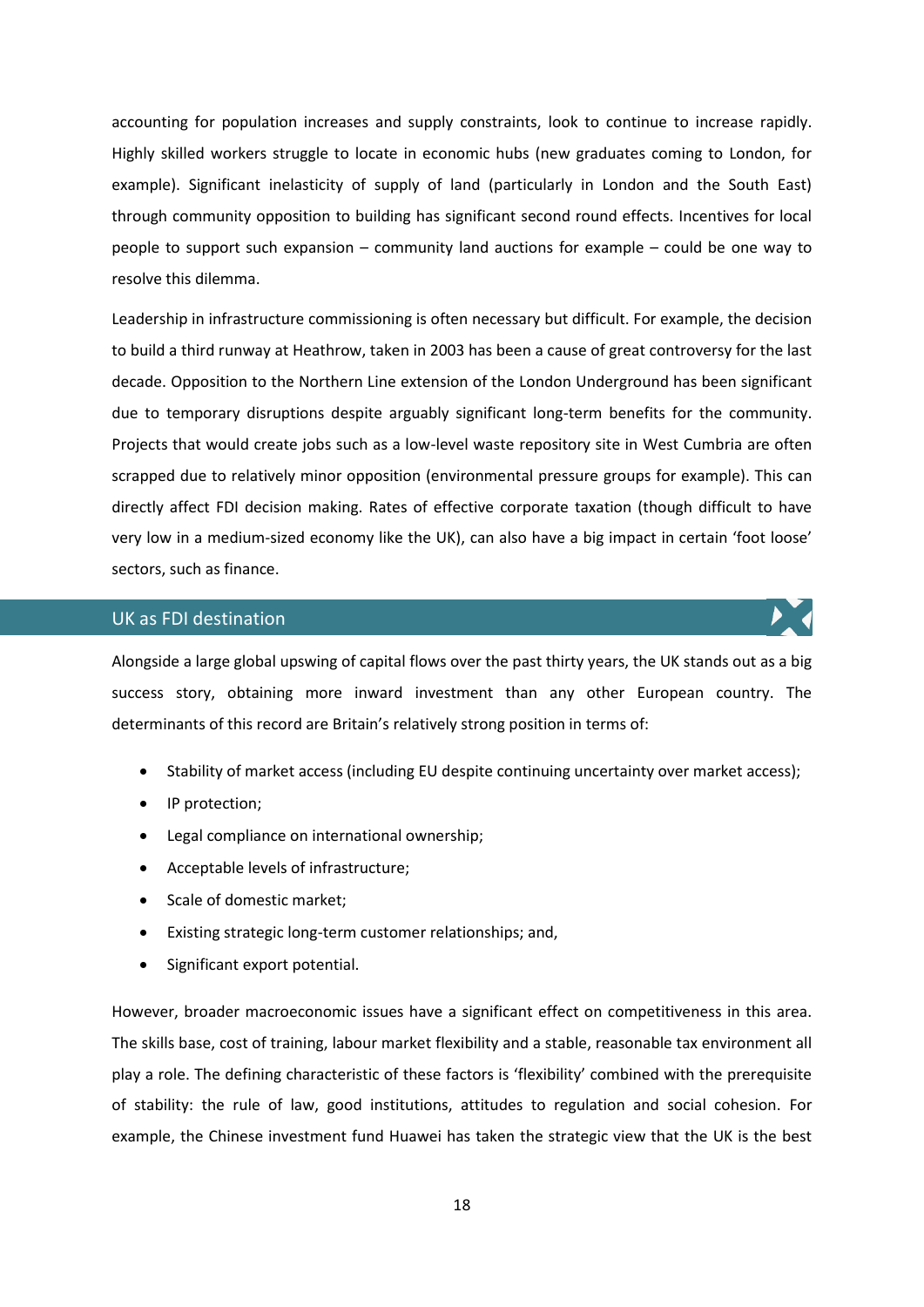accounting for population increases and supply constraints, look to continue to increase rapidly. Highly skilled workers struggle to locate in economic hubs (new graduates coming to London, for example). Significant inelasticity of supply of land (particularly in London and the South East) through community opposition to building has significant second round effects. Incentives for local people to support such expansion – community land auctions for example – could be one way to resolve this dilemma.

Leadership in infrastructure commissioning is often necessary but difficult. For example, the decision to build a third runway at Heathrow, taken in 2003 has been a cause of great controversy for the last decade. Opposition to the Northern Line extension of the London Underground has been significant due to temporary disruptions despite arguably significant long-term benefits for the community. Projects that would create jobs such as a low-level waste repository site in West Cumbria are often scrapped due to relatively minor opposition (environmental pressure groups for example). This can directly affect FDI decision making. Rates of effective corporate taxation (though difficult to have very low in a medium-sized economy like the UK), can also have a big impact in certain 'foot loose' sectors, such as finance.

## UK as FDI destination

Alongside a large global upswing of capital flows over the past thirty years, the UK stands out as a big success story, obtaining more inward investment than any other European country. The determinants of this record are Britain's relatively strong position in terms of:

- Stability of market access (including EU despite continuing uncertainty over market access);
- IP protection;
- Legal compliance on international ownership;
- Acceptable levels of infrastructure;
- Scale of domestic market;
- Existing strategic long-term customer relationships; and,
- Significant export potential.

However, broader macroeconomic issues have a significant effect on competitiveness in this area. The skills base, cost of training, labour market flexibility and a stable, reasonable tax environment all play a role. The defining characteristic of these factors is 'flexibility' combined with the prerequisite of stability: the rule of law, good institutions, attitudes to regulation and social cohesion. For example, the Chinese investment fund Huawei has taken the strategic view that the UK is the best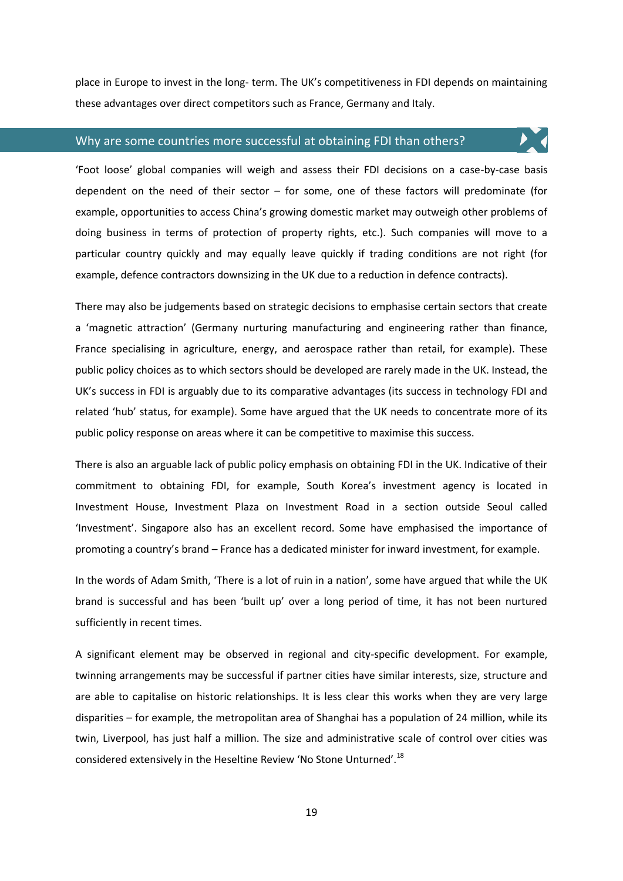place in Europe to invest in the long- term. The UK's competitiveness in FDI depends on maintaining these advantages over direct competitors such as France, Germany and Italy.

## Why are some countries more successful at obtaining FDI than others?

'Foot loose' global companies will weigh and assess their FDI decisions on a case-by-case basis dependent on the need of their sector – for some, one of these factors will predominate (for example, opportunities to access China's growing domestic market may outweigh other problems of doing business in terms of protection of property rights, etc.). Such companies will move to a particular country quickly and may equally leave quickly if trading conditions are not right (for example, defence contractors downsizing in the UK due to a reduction in defence contracts).

There may also be judgements based on strategic decisions to emphasise certain sectors that create a 'magnetic attraction' (Germany nurturing manufacturing and engineering rather than finance, France specialising in agriculture, energy, and aerospace rather than retail, for example). These public policy choices as to which sectors should be developed are rarely made in the UK. Instead, the UK's success in FDI is arguably due to its comparative advantages (its success in technology FDI and related 'hub' status, for example). Some have argued that the UK needs to concentrate more of its public policy response on areas where it can be competitive to maximise this success.

There is also an arguable lack of public policy emphasis on obtaining FDI in the UK. Indicative of their commitment to obtaining FDI, for example, South Korea's investment agency is located in Investment House, Investment Plaza on Investment Road in a section outside Seoul called 'Investment'. Singapore also has an excellent record. Some have emphasised the importance of promoting a country's brand – France has a dedicated minister for inward investment, for example.

In the words of Adam Smith, 'There is a lot of ruin in a nation', some have argued that while the UK brand is successful and has been 'built up' over a long period of time, it has not been nurtured sufficiently in recent times.

A significant element may be observed in regional and city-specific development. For example, twinning arrangements may be successful if partner cities have similar interests, size, structure and are able to capitalise on historic relationships. It is less clear this works when they are very large disparities – for example, the metropolitan area of Shanghai has a population of 24 million, while its twin, Liverpool, has just half a million. The size and administrative scale of control over cities was considered extensively in the Heseltine Review 'No Stone Unturned'.[18]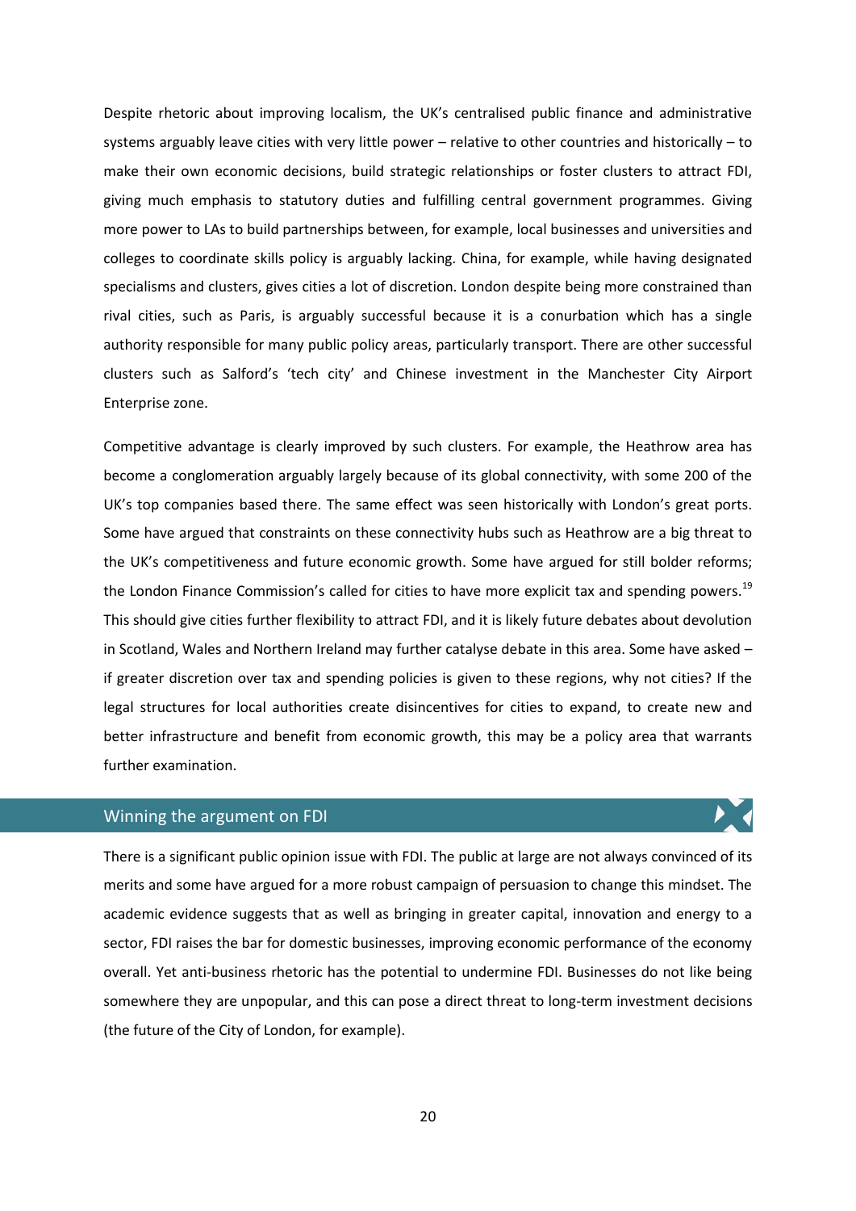Despite rhetoric about improving localism, the UK's centralised public finance and administrative systems arguably leave cities with very little power – relative to other countries and historically – to make their own economic decisions, build strategic relationships or foster clusters to attract FDI, giving much emphasis to statutory duties and fulfilling central government programmes. Giving more power to LAs to build partnerships between, for example, local businesses and universities and colleges to coordinate skills policy is arguably lacking. China, for example, while having designated specialisms and clusters, gives cities a lot of discretion. London despite being more constrained than rival cities, such as Paris, is arguably successful because it is a conurbation which has a single authority responsible for many public policy areas, particularly transport. There are other successful clusters such as Salford's 'tech city' and Chinese investment in the Manchester City Airport Enterprise zone.

Competitive advantage is clearly improved by such clusters. For example, the Heathrow area has become a conglomeration arguably largely because of its global connectivity, with some 200 of the UK's top companies based there. The same effect was seen historically with London's great ports. Some have argued that constraints on these connectivity hubs such as Heathrow are a big threat to the UK's competitiveness and future economic growth. Some have argued for still bolder reforms; the London Finance Commission's called for cities to have more explicit tax and spending powers.[19] This should give cities further flexibility to attract FDI, and it is likely future debates about devolution in Scotland, Wales and Northern Ireland may further catalyse debate in this area. Some have asked – if greater discretion over tax and spending policies is given to these regions, why not cities? If the legal structures for local authorities create disincentives for cities to expand, to create new and better infrastructure and benefit from economic growth, this may be a policy area that warrants further examination.

## Winning the argument on FDI

There is a significant public opinion issue with FDI. The public at large are not always convinced of its merits and some have argued for a more robust campaign of persuasion to change this mindset. The academic evidence suggests that as well as bringing in greater capital, innovation and energy to a sector, FDI raises the bar for domestic businesses, improving economic performance of the economy overall. Yet anti-business rhetoric has the potential to undermine FDI. Businesses do not like being somewhere they are unpopular, and this can pose a direct threat to long-term investment decisions (the future of the City of London, for example).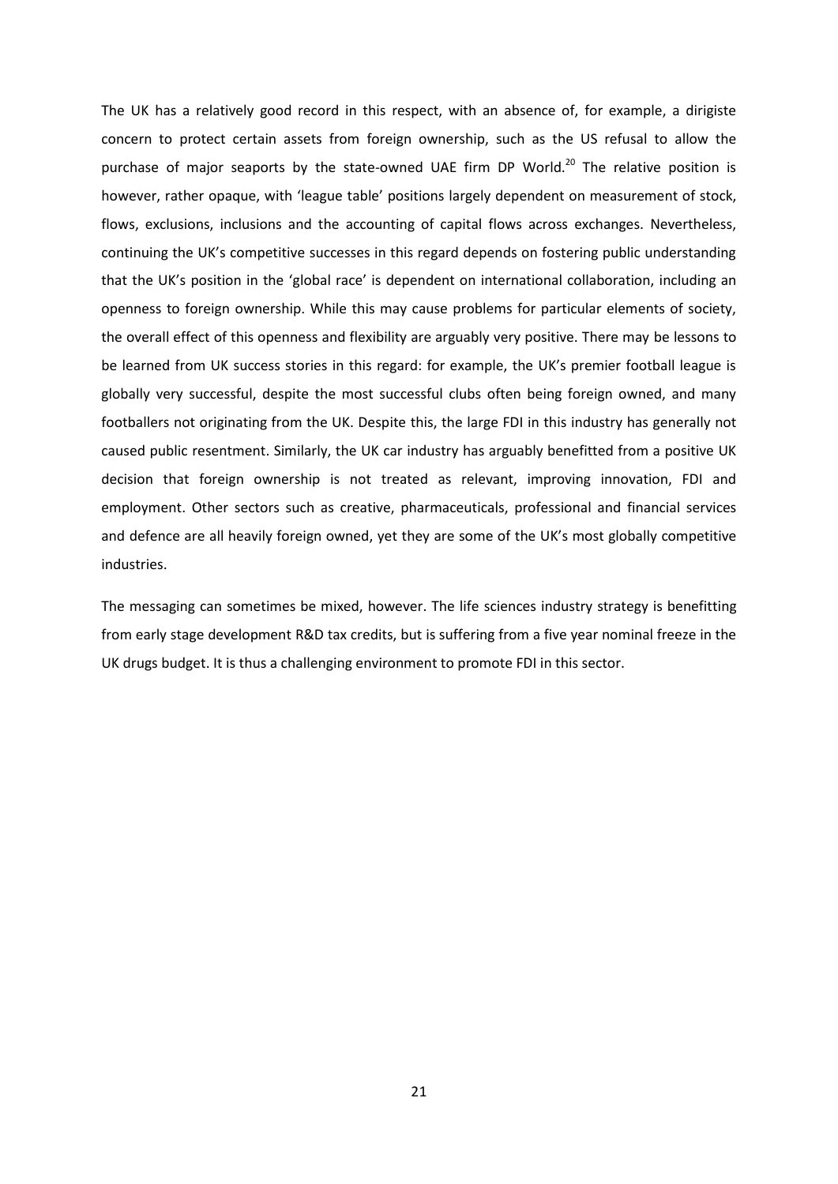The UK has a relatively good record in this respect, with an absence of, for example, a dirigiste concern to protect certain assets from foreign ownership, such as the US refusal to allow the purchase of major seaports by the state-owned UAE firm DP World.[20] The relative position is however, rather opaque, with 'league table' positions largely dependent on measurement of stock, flows, exclusions, inclusions and the accounting of capital flows across exchanges. Nevertheless, continuing the UK's competitive successes in this regard depends on fostering public understanding that the UK's position in the 'global race' is dependent on international collaboration, including an openness to foreign ownership. While this may cause problems for particular elements of society, the overall effect of this openness and flexibility are arguably very positive. There may be lessons to be learned from UK success stories in this regard: for example, the UK's premier football league is globally very successful, despite the most successful clubs often being foreign owned, and many footballers not originating from the UK. Despite this, the large FDI in this industry has generally not caused public resentment. Similarly, the UK car industry has arguably benefitted from a positive UK decision that foreign ownership is not treated as relevant, improving innovation, FDI and employment. Other sectors such as creative, pharmaceuticals, professional and financial services and defence are all heavily foreign owned, yet they are some of the UK's most globally competitive industries.

The messaging can sometimes be mixed, however. The life sciences industry strategy is benefitting from early stage development R&D tax credits, but is suffering from a five year nominal freeze in the UK drugs budget. It is thus a challenging environment to promote FDI in this sector.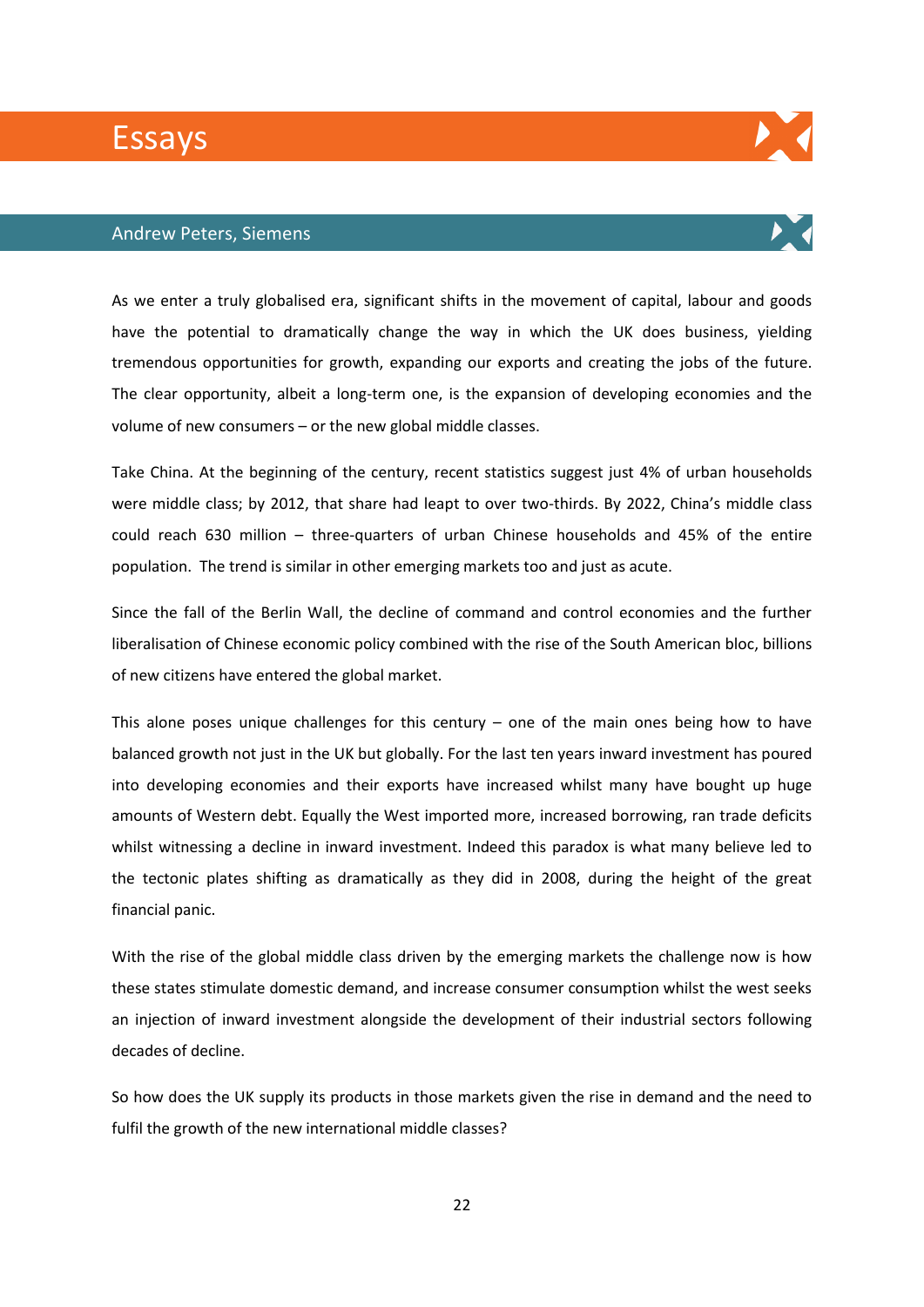# Essays

## Andrew Peters, Siemens

As we enter a truly globalised era, significant shifts in the movement of capital, labour and goods have the potential to dramatically change the way in which the UK does business, yielding tremendous opportunities for growth, expanding our exports and creating the jobs of the future. The clear opportunity, albeit a long-term one, is the expansion of developing economies and the volume of new consumers – or the new global middle classes.

Take China. At the beginning of the century, recent statistics suggest just 4% of urban households were middle class; by 2012, that share had leapt to over two-thirds. By 2022, China's middle class could reach 630 million – three-quarters of urban Chinese households and 45% of the entire population. The trend is similar in other emerging markets too and just as acute.

Since the fall of the Berlin Wall, the decline of command and control economies and the further liberalisation of Chinese economic policy combined with the rise of the South American bloc, billions of new citizens have entered the global market.

This alone poses unique challenges for this century – one of the main ones being how to have balanced growth not just in the UK but globally. For the last ten years inward investment has poured into developing economies and their exports have increased whilst many have bought up huge amounts of Western debt. Equally the West imported more, increased borrowing, ran trade deficits whilst witnessing a decline in inward investment. Indeed this paradox is what many believe led to the tectonic plates shifting as dramatically as they did in 2008, during the height of the great financial panic.

With the rise of the global middle class driven by the emerging markets the challenge now is how these states stimulate domestic demand, and increase consumer consumption whilst the west seeks an injection of inward investment alongside the development of their industrial sectors following decades of decline.

So how does the UK supply its products in those markets given the rise in demand and the need to fulfil the growth of the new international middle classes?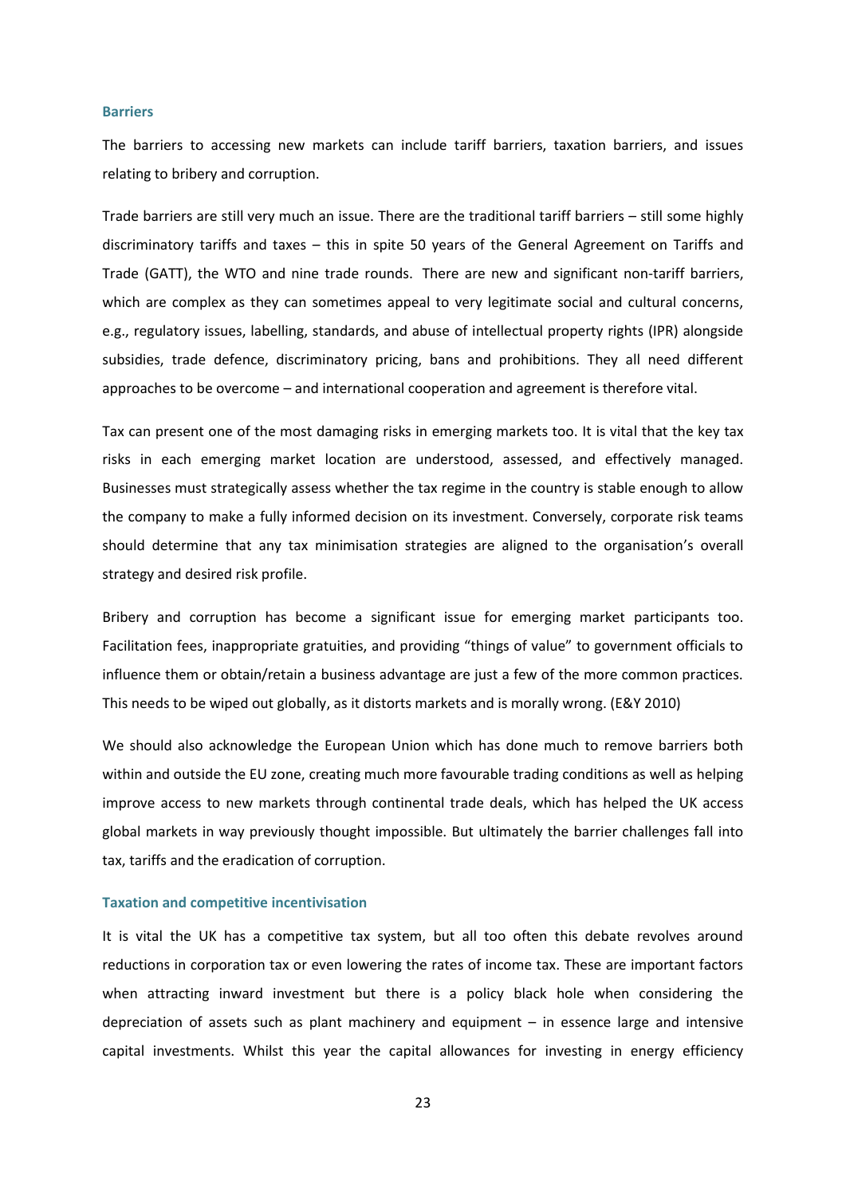### Barriers

The barriers to accessing new markets can include tariff barriers, taxation barriers, and issues relating to bribery and corruption.

Trade barriers are still very much an issue. There are the traditional tariff barriers – still some highly discriminatory tariffs and taxes – this in spite 50 years of the General Agreement on Tariffs and Trade (GATT), the WTO and nine trade rounds. There are new and significant non-tariff barriers, which are complex as they can sometimes appeal to very legitimate social and cultural concerns, e.g., regulatory issues, labelling, standards, and abuse of intellectual property rights (IPR) alongside subsidies, trade defence, discriminatory pricing, bans and prohibitions. They all need different approaches to be overcome – and international cooperation and agreement is therefore vital.

Tax can present one of the most damaging risks in emerging markets too. It is vital that the key tax risks in each emerging market location are understood, assessed, and effectively managed. Businesses must strategically assess whether the tax regime in the country is stable enough to allow the company to make a fully informed decision on its investment. Conversely, corporate risk teams should determine that any tax minimisation strategies are aligned to the organisation's overall strategy and desired risk profile.

Bribery and corruption has become a significant issue for emerging market participants too. Facilitation fees, inappropriate gratuities, and providing "things of value" to government officials to influence them or obtain/retain a business advantage are just a few of the more common practices. This needs to be wiped out globally, as it distorts markets and is morally wrong. (E&Y 2010)

We should also acknowledge the European Union which has done much to remove barriers both within and outside the EU zone, creating much more favourable trading conditions as well as helping improve access to new markets through continental trade deals, which has helped the UK access global markets in way previously thought impossible. But ultimately the barrier challenges fall into tax, tariffs and the eradication of corruption.

### Taxation and competitive incentivisation

It is vital the UK has a competitive tax system, but all too often this debate revolves around reductions in corporation tax or even lowering the rates of income tax. These are important factors when attracting inward investment but there is a policy black hole when considering the depreciation of assets such as plant machinery and equipment – in essence large and intensive capital investments. Whilst this year the capital allowances for investing in energy efficiency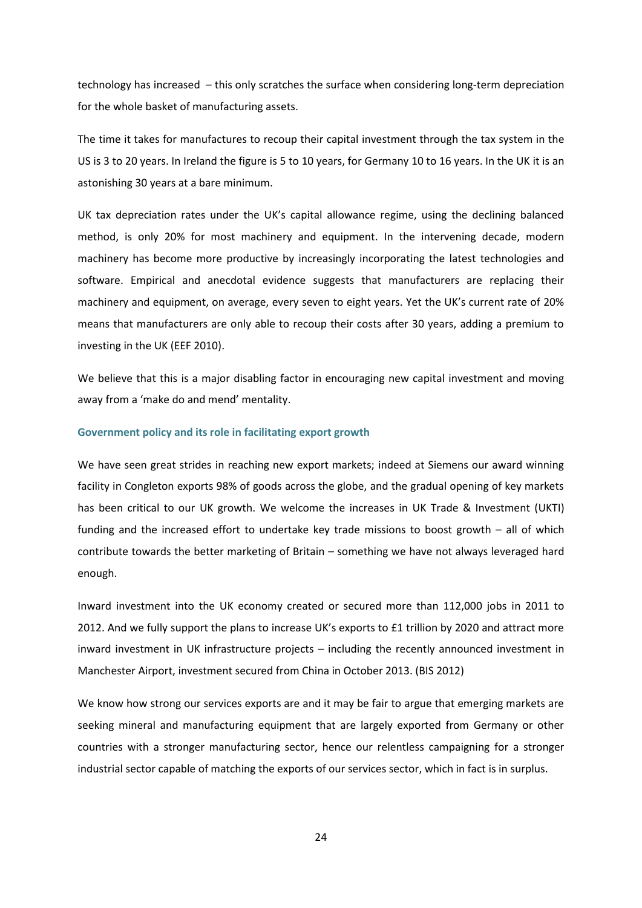technology has increased – this only scratches the surface when considering long-term depreciation for the whole basket of manufacturing assets.

The time it takes for manufactures to recoup their capital investment through the tax system in the US is 3 to 20 years. In Ireland the figure is 5 to 10 years, for Germany 10 to 16 years. In the UK it is an astonishing 30 years at a bare minimum.

UK tax depreciation rates under the UK's capital allowance regime, using the declining balanced method, is only 20% for most machinery and equipment. In the intervening decade, modern machinery has become more productive by increasingly incorporating the latest technologies and software. Empirical and anecdotal evidence suggests that manufacturers are replacing their machinery and equipment, on average, every seven to eight years. Yet the UK's current rate of 20% means that manufacturers are only able to recoup their costs after 30 years, adding a premium to investing in the UK (EEF 2010).

We believe that this is a major disabling factor in encouraging new capital investment and moving away from a 'make do and mend' mentality.

### Government policy and its role in facilitating export growth

We have seen great strides in reaching new export markets; indeed at Siemens our award winning facility in Congleton exports 98% of goods across the globe, and the gradual opening of key markets has been critical to our UK growth. We welcome the increases in UK Trade & Investment (UKTI) funding and the increased effort to undertake key trade missions to boost growth – all of which contribute towards the better marketing of Britain – something we have not always leveraged hard enough.

Inward investment into the UK economy created or secured more than 112,000 jobs in 2011 to 2012. And we fully support the plans to increase UK's exports to £1 trillion by 2020 and attract more inward investment in UK infrastructure projects – including the recently announced investment in Manchester Airport, investment secured from China in October 2013. (BIS 2012)

We know how strong our services exports are and it may be fair to argue that emerging markets are seeking mineral and manufacturing equipment that are largely exported from Germany or other countries with a stronger manufacturing sector, hence our relentless campaigning for a stronger industrial sector capable of matching the exports of our services sector, which in fact is in surplus.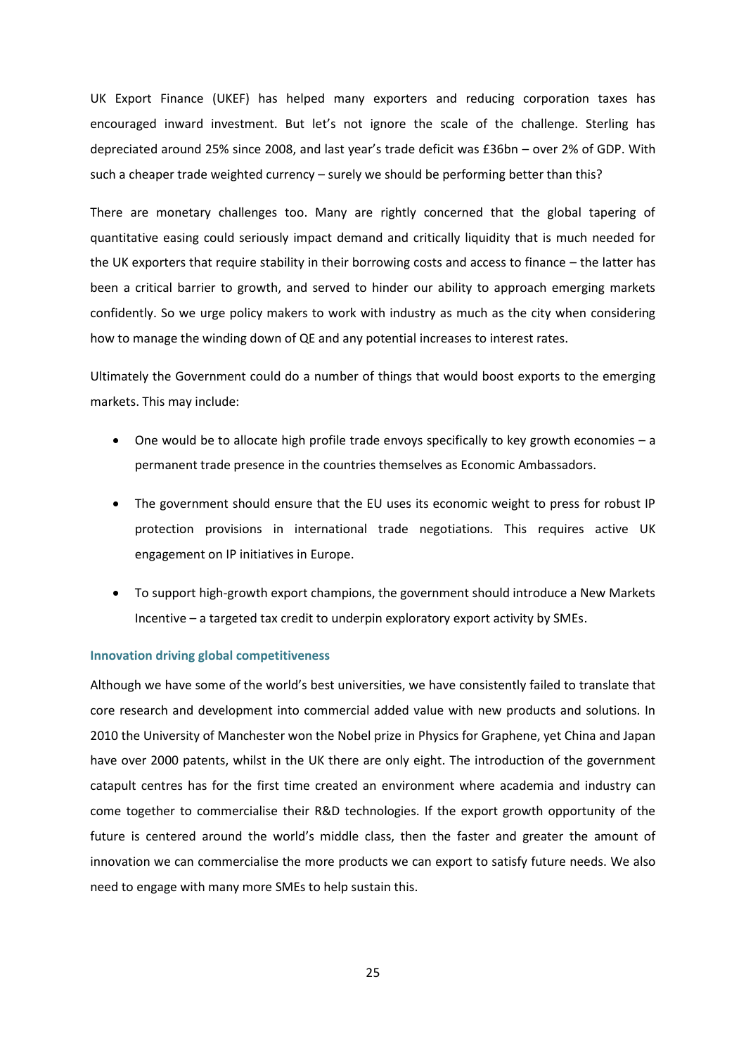UK Export Finance (UKEF) has helped many exporters and reducing corporation taxes has encouraged inward investment. But let's not ignore the scale of the challenge. Sterling has depreciated around 25% since 2008, and last year's trade deficit was £36bn – over 2% of GDP. With such a cheaper trade weighted currency – surely we should be performing better than this?

There are monetary challenges too. Many are rightly concerned that the global tapering of quantitative easing could seriously impact demand and critically liquidity that is much needed for the UK exporters that require stability in their borrowing costs and access to finance – the latter has been a critical barrier to growth, and served to hinder our ability to approach emerging markets confidently. So we urge policy makers to work with industry as much as the city when considering how to manage the winding down of QE and any potential increases to interest rates.

Ultimately the Government could do a number of things that would boost exports to the emerging markets. This may include:

- One would be to allocate high profile trade envoys specifically to key growth economies – a permanent trade presence in the countries themselves as Economic Ambassadors.
- The government should ensure that the EU uses its economic weight to press for robust IP protection provisions in international trade negotiations. This requires active UK engagement on IP initiatives in Europe.
- To support high-growth export champions, the government should introduce a New Markets Incentive – a targeted tax credit to underpin exploratory export activity by SMEs.

#### Innovation driving global competitiveness

Although we have some of the world's best universities, we have consistently failed to translate that core research and development into commercial added value with new products and solutions. In 2010 the University of Manchester won the Nobel prize in Physics for Graphene, yet China and Japan have over 2000 patents, whilst in the UK there are only eight. The introduction of the government catapult centres has for the first time created an environment where academia and industry can come together to commercialise their R&D technologies. If the export growth opportunity of the future is centered around the world's middle class, then the faster and greater the amount of innovation we can commercialise the more products we can export to satisfy future needs. We also need to engage with many more SMEs to help sustain this.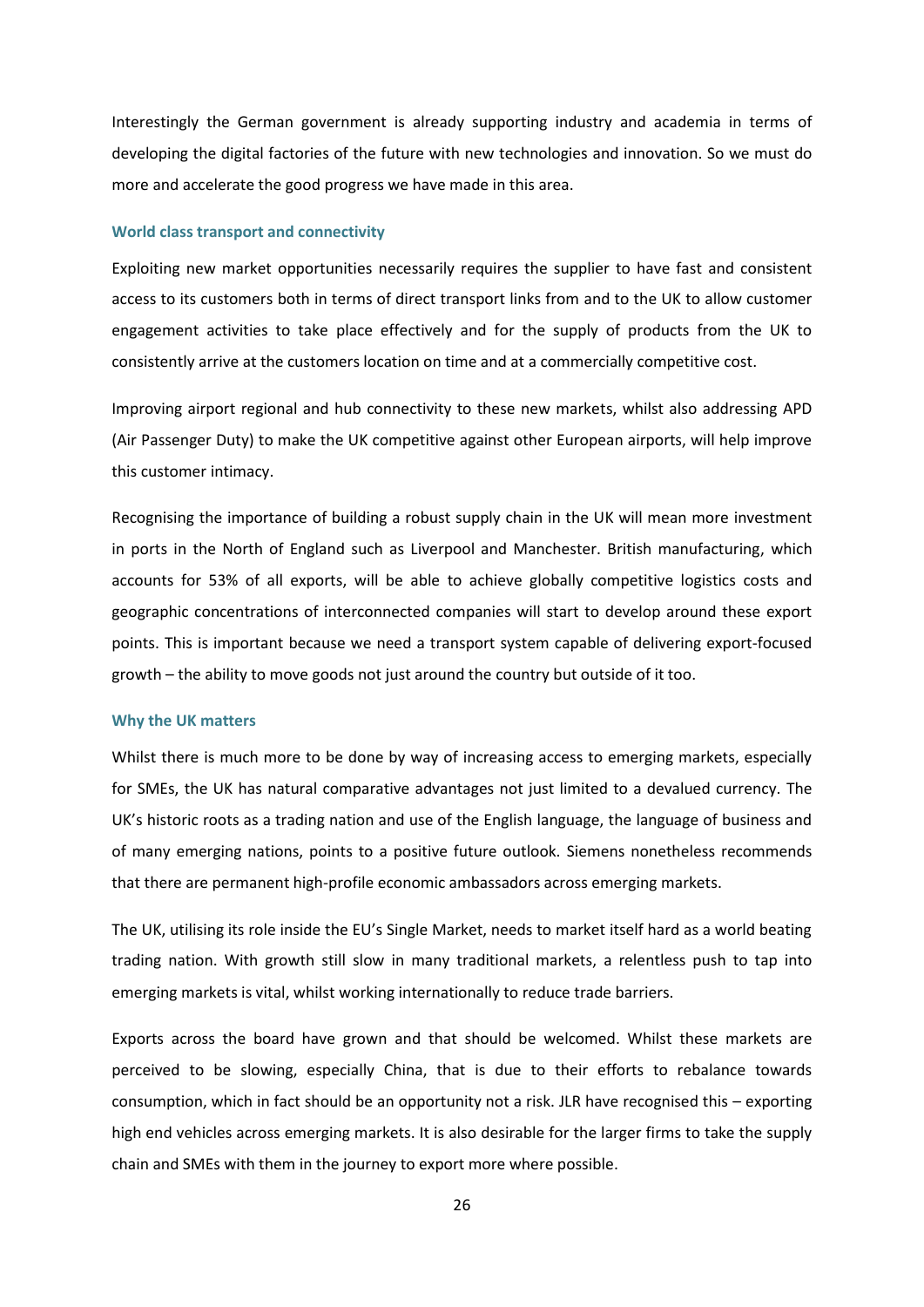Interestingly the German government is already supporting industry and academia in terms of developing the digital factories of the future with new technologies and innovation. So we must do more and accelerate the good progress we have made in this area.

### World class transport and connectivity

Exploiting new market opportunities necessarily requires the supplier to have fast and consistent access to its customers both in terms of direct transport links from and to the UK to allow customer engagement activities to take place effectively and for the supply of products from the UK to consistently arrive at the customers location on time and at a commercially competitive cost.

Improving airport regional and hub connectivity to these new markets, whilst also addressing APD (Air Passenger Duty) to make the UK competitive against other European airports, will help improve this customer intimacy.

Recognising the importance of building a robust supply chain in the UK will mean more investment in ports in the North of England such as Liverpool and Manchester. British manufacturing, which accounts for 53% of all exports, will be able to achieve globally competitive logistics costs and geographic concentrations of interconnected companies will start to develop around these export points. This is important because we need a transport system capable of delivering export-focused growth – the ability to move goods not just around the country but outside of it too.

### Why the UK matters

Whilst there is much more to be done by way of increasing access to emerging markets, especially for SMEs, the UK has natural comparative advantages not just limited to a devalued currency. The UK's historic roots as a trading nation and use of the English language, the language of business and of many emerging nations, points to a positive future outlook. Siemens nonetheless recommends that there are permanent high-profile economic ambassadors across emerging markets.

The UK, utilising its role inside the EU's Single Market, needs to market itself hard as a world beating trading nation. With growth still slow in many traditional markets, a relentless push to tap into emerging markets is vital, whilst working internationally to reduce trade barriers.

Exports across the board have grown and that should be welcomed. Whilst these markets are perceived to be slowing, especially China, that is due to their efforts to rebalance towards consumption, which in fact should be an opportunity not a risk. JLR have recognised this – exporting high end vehicles across emerging markets. It is also desirable for the larger firms to take the supply chain and SMEs with them in the journey to export more where possible.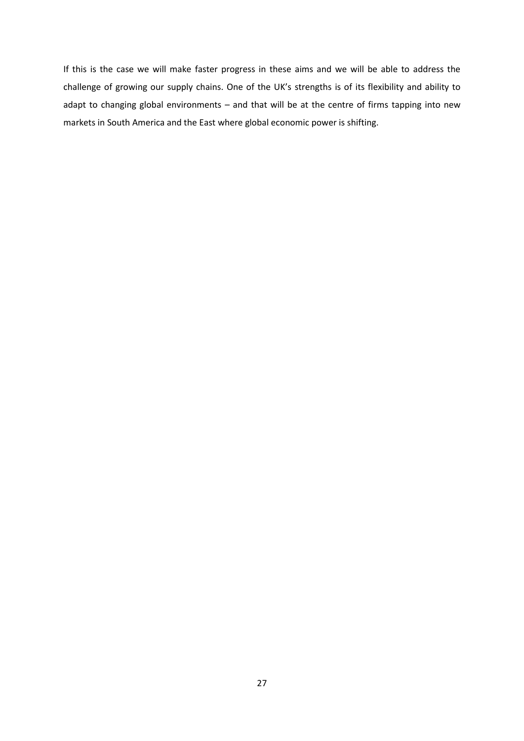If this is the case we will make faster progress in these aims and we will be able to address the challenge of growing our supply chains. One of the UK's strengths is of its flexibility and ability to adapt to changing global environments – and that will be at the centre of firms tapping into new markets in South America and the East where global economic power is shifting.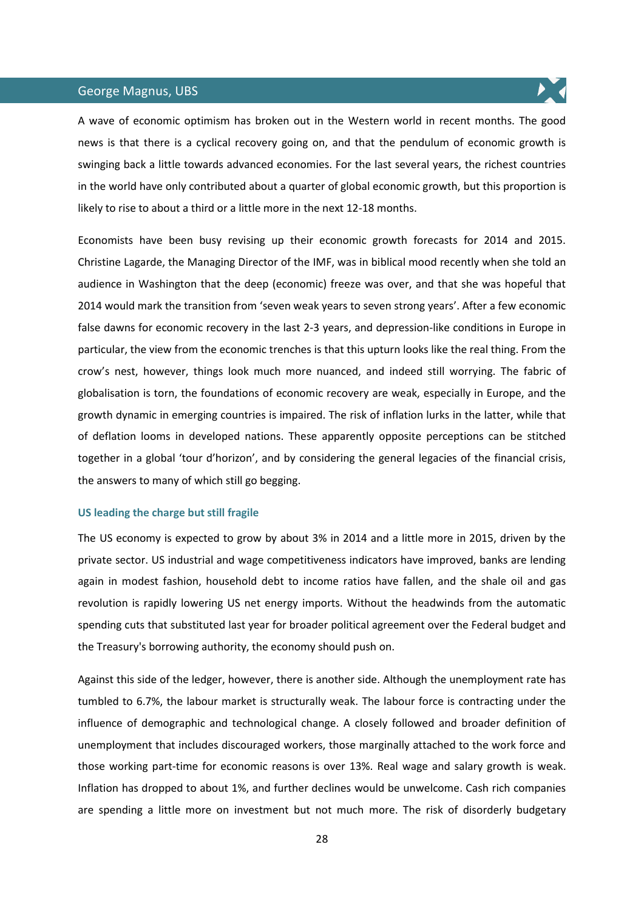## George Magnus, UBS

A wave of economic optimism has broken out in the Western world in recent months. The good news is that there is a cyclical recovery going on, and that the pendulum of economic growth is swinging back a little towards advanced economies. For the last several years, the richest countries in the world have only contributed about a quarter of global economic growth, but this proportion is likely to rise to about a third or a little more in the next 12-18 months.

Economists have been busy revising up their economic growth forecasts for 2014 and 2015. Christine Lagarde, the Managing Director of the IMF, was in biblical mood recently when she told an audience in Washington that the deep (economic) freeze was over, and that she was hopeful that 2014 would mark the transition from 'seven weak years to seven strong years'. After a few economic false dawns for economic recovery in the last 2-3 years, and depression-like conditions in Europe in particular, the view from the economic trenches is that this upturn looks like the real thing. From the crow's nest, however, things look much more nuanced, and indeed still worrying. The fabric of globalisation is torn, the foundations of economic recovery are weak, especially in Europe, and the growth dynamic in emerging countries is impaired. The risk of inflation lurks in the latter, while that of deflation looms in developed nations. These apparently opposite perceptions can be stitched together in a global 'tour d'horizon', and by considering the general legacies of the financial crisis, the answers to many of which still go begging.

### US leading the charge but still fragile

The US economy is expected to grow by about 3% in 2014 and a little more in 2015, driven by the private sector. US industrial and wage competitiveness indicators have improved, banks are lending again in modest fashion, household debt to income ratios have fallen, and the shale oil and gas revolution is rapidly lowering US net energy imports. Without the headwinds from the automatic spending cuts that substituted last year for broader political agreement over the Federal budget and the Treasury's borrowing authority, the economy should push on.

Against this side of the ledger, however, there is another side. Although the unemployment rate has tumbled to 6.7%, the labour market is structurally weak. The labour force is contracting under the influence of demographic and technological change. A closely followed and broader definition of unemployment that includes discouraged workers, those marginally attached to the work force and those working part-time for economic reasons is over 13%. Real wage and salary growth is weak. Inflation has dropped to about 1%, and further declines would be unwelcome. Cash rich companies are spending a little more on investment but not much more. The risk of disorderly budgetary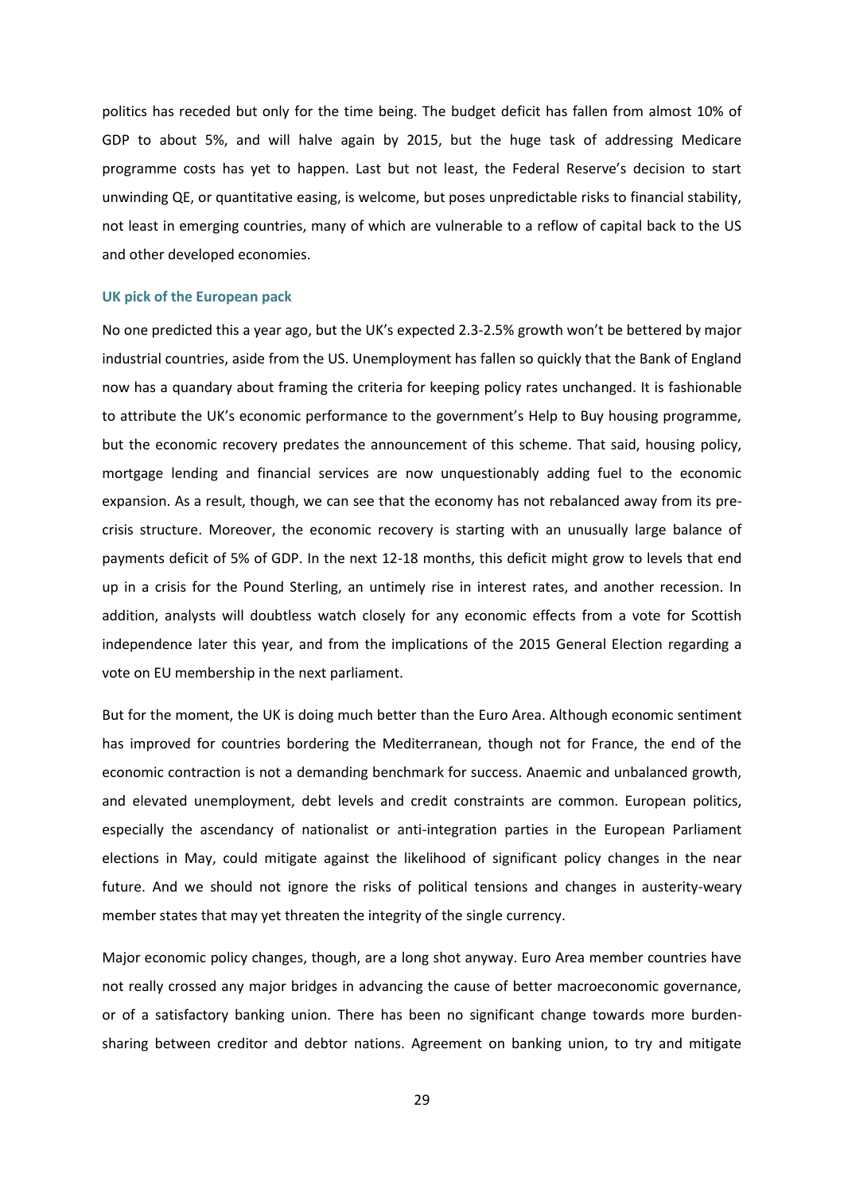politics has receded but only for the time being. The budget deficit has fallen from almost 10% of GDP to about 5%, and will halve again by 2015, but the huge task of addressing Medicare programme costs has yet to happen. Last but not least, the Federal Reserve's decision to start unwinding QE, or quantitative easing, is welcome, but poses unpredictable risks to financial stability, not least in emerging countries, many of which are vulnerable to a reflow of capital back to the US and other developed economies.

### UK pick of the European pack

No one predicted this a year ago, but the UK's expected 2.3-2.5% growth won't be bettered by major industrial countries, aside from the US. Unemployment has fallen so quickly that the Bank of England now has a quandary about framing the criteria for keeping policy rates unchanged. It is fashionable to attribute the UK's economic performance to the government's Help to Buy housing programme, but the economic recovery predates the announcement of this scheme. That said, housing policy, mortgage lending and financial services are now unquestionably adding fuel to the economic expansion. As a result, though, we can see that the economy has not rebalanced away from its pre-crisis structure. Moreover, the economic recovery is starting with an unusually large balance of payments deficit of 5% of GDP. In the next 12-18 months, this deficit might grow to levels that end up in a crisis for the Pound Sterling, an untimely rise in interest rates, and another recession. In addition, analysts will doubtless watch closely for any economic effects from a vote for Scottish independence later this year, and from the implications of the 2015 General Election regarding a vote on EU membership in the next parliament.

But for the moment, the UK is doing much better than the Euro Area. Although economic sentiment has improved for countries bordering the Mediterranean, though not for France, the end of the economic contraction is not a demanding benchmark for success. Anaemic and unbalanced growth, and elevated unemployment, debt levels and credit constraints are common. European politics, especially the ascendancy of nationalist or anti-integration parties in the European Parliament elections in May, could mitigate against the likelihood of significant policy changes in the near future. And we should not ignore the risks of political tensions and changes in austerity-weary member states that may yet threaten the integrity of the single currency.

Major economic policy changes, though, are a long shot anyway. Euro Area member countries have not really crossed any major bridges in advancing the cause of better macroeconomic governance, or of a satisfactory banking union. There has been no significant change towards more burden-sharing between creditor and debtor nations. Agreement on banking union, to try and mitigate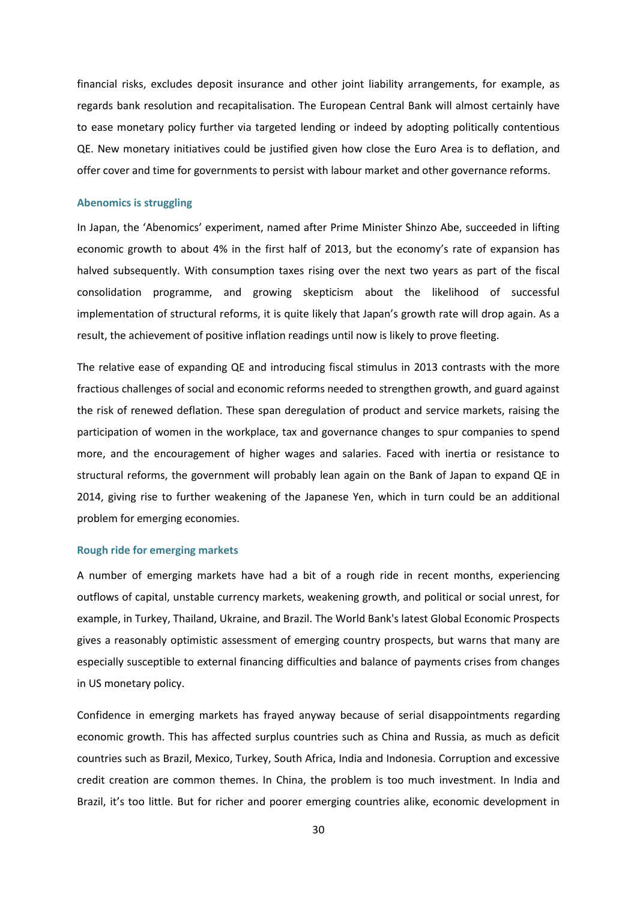financial risks, excludes deposit insurance and other joint liability arrangements, for example, as regards bank resolution and recapitalisation. The European Central Bank will almost certainly have to ease monetary policy further via targeted lending or indeed by adopting politically contentious QE. New monetary initiatives could be justified given how close the Euro Area is to deflation, and offer cover and time for governments to persist with labour market and other governance reforms.

### Abenomics is struggling

In Japan, the 'Abenomics' experiment, named after Prime Minister Shinzo Abe, succeeded in lifting economic growth to about 4% in the first half of 2013, but the economy's rate of expansion has halved subsequently. With consumption taxes rising over the next two years as part of the fiscal consolidation programme, and growing skepticism about the likelihood of successful implementation of structural reforms, it is quite likely that Japan's growth rate will drop again. As a result, the achievement of positive inflation readings until now is likely to prove fleeting.

The relative ease of expanding QE and introducing fiscal stimulus in 2013 contrasts with the more fractious challenges of social and economic reforms needed to strengthen growth, and guard against the risk of renewed deflation. These span deregulation of product and service markets, raising the participation of women in the workplace, tax and governance changes to spur companies to spend more, and the encouragement of higher wages and salaries. Faced with inertia or resistance to structural reforms, the government will probably lean again on the Bank of Japan to expand QE in 2014, giving rise to further weakening of the Japanese Yen, which in turn could be an additional problem for emerging economies.

### Rough ride for emerging markets

A number of emerging markets have had a bit of a rough ride in recent months, experiencing outflows of capital, unstable currency markets, weakening growth, and political or social unrest, for example, in Turkey, Thailand, Ukraine, and Brazil. The World Bank's latest Global Economic Prospects gives a reasonably optimistic assessment of emerging country prospects, but warns that many are especially susceptible to external financing difficulties and balance of payments crises from changes in US monetary policy.

Confidence in emerging markets has frayed anyway because of serial disappointments regarding economic growth. This has affected surplus countries such as China and Russia, as much as deficit countries such as Brazil, Mexico, Turkey, South Africa, India and Indonesia. Corruption and excessive credit creation are common themes. In China, the problem is too much investment. In India and Brazil, it's too little. But for richer and poorer emerging countries alike, economic development in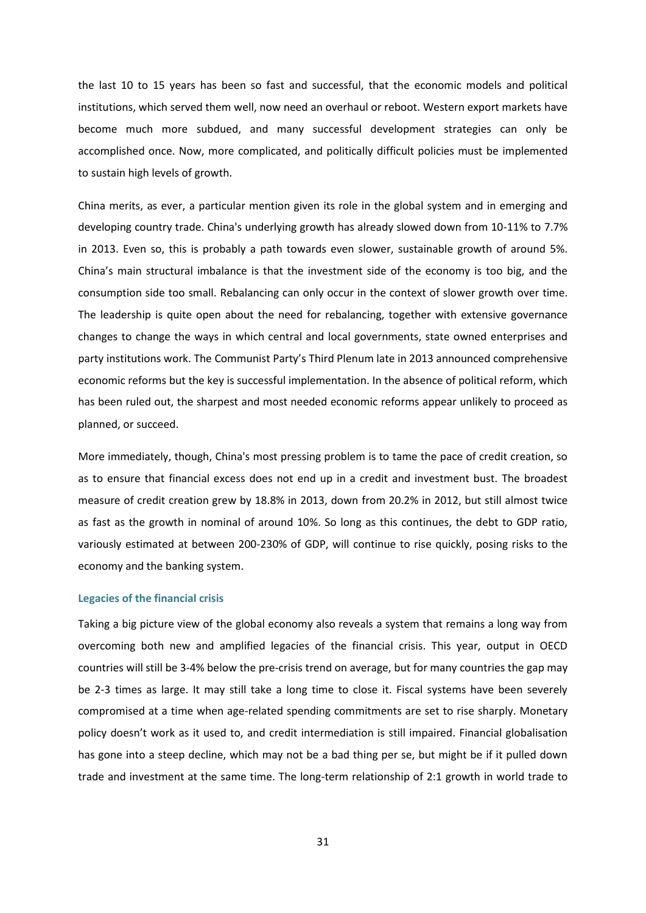the last 10 to 15 years has been so fast and successful, that the economic models and political institutions, which served them well, now need an overhaul or reboot. Western export markets have become much more subdued, and many successful development strategies can only be accomplished once. Now, more complicated, and politically difficult policies must be implemented to sustain high levels of growth.

China merits, as ever, a particular mention given its role in the global system and in emerging and developing country trade. China's underlying growth has already slowed down from 10-11% to 7.7% in 2013. Even so, this is probably a path towards even slower, sustainable growth of around 5%. China's main structural imbalance is that the investment side of the economy is too big, and the consumption side too small. Rebalancing can only occur in the context of slower growth over time. The leadership is quite open about the need for rebalancing, together with extensive governance changes to change the ways in which central and local governments, state owned enterprises and party institutions work. The Communist Party's Third Plenum late in 2013 announced comprehensive economic reforms but the key is successful implementation. In the absence of political reform, which has been ruled out, the sharpest and most needed economic reforms appear unlikely to proceed as planned, or succeed.

More immediately, though, China's most pressing problem is to tame the pace of credit creation, so as to ensure that financial excess does not end up in a credit and investment bust. The broadest measure of credit creation grew by 18.8% in 2013, down from 20.2% in 2012, but still almost twice as fast as the growth in nominal of around 10%. So long as this continues, the debt to GDP ratio, variously estimated at between 200-230% of GDP, will continue to rise quickly, posing risks to the economy and the banking system.

### Legacies of the financial crisis

Taking a big picture view of the global economy also reveals a system that remains a long way from overcoming both new and amplified legacies of the financial crisis. This year, output in OECD countries will still be 3-4% below the pre-crisis trend on average, but for many countries the gap may be 2-3 times as large. It may still take a long time to close it. Fiscal systems have been severely compromised at a time when age-related spending commitments are set to rise sharply. Monetary policy doesn't work as it used to, and credit intermediation is still impaired. Financial globalisation has gone into a steep decline, which may not be a bad thing per se, but might be if it pulled down trade and investment at the same time. The long-term relationship of 2:1 growth in world trade to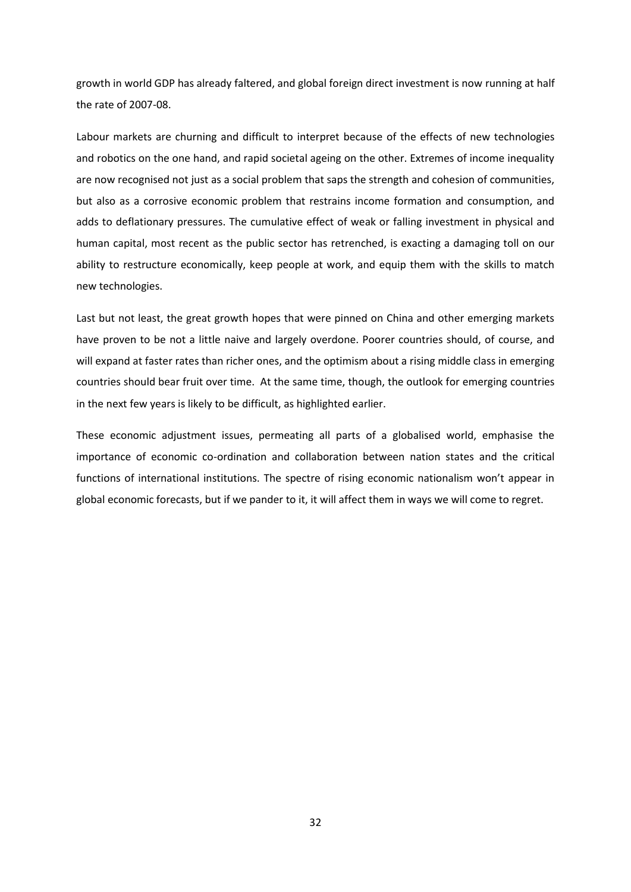growth in world GDP has already faltered, and global foreign direct investment is now running at half the rate of 2007-08.

Labour markets are churning and difficult to interpret because of the effects of new technologies and robotics on the one hand, and rapid societal ageing on the other. Extremes of income inequality are now recognised not just as a social problem that saps the strength and cohesion of communities, but also as a corrosive economic problem that restrains income formation and consumption, and adds to deflationary pressures. The cumulative effect of weak or falling investment in physical and human capital, most recent as the public sector has retrenched, is exacting a damaging toll on our ability to restructure economically, keep people at work, and equip them with the skills to match new technologies.

Last but not least, the great growth hopes that were pinned on China and other emerging markets have proven to be not a little naive and largely overdone. Poorer countries should, of course, and will expand at faster rates than richer ones, and the optimism about a rising middle class in emerging countries should bear fruit over time. At the same time, though, the outlook for emerging countries in the next few years is likely to be difficult, as highlighted earlier.

These economic adjustment issues, permeating all parts of a globalised world, emphasise the importance of economic co-ordination and collaboration between nation states and the critical functions of international institutions. The spectre of rising economic nationalism won't appear in global economic forecasts, but if we pander to it, it will affect them in ways we will come to regret.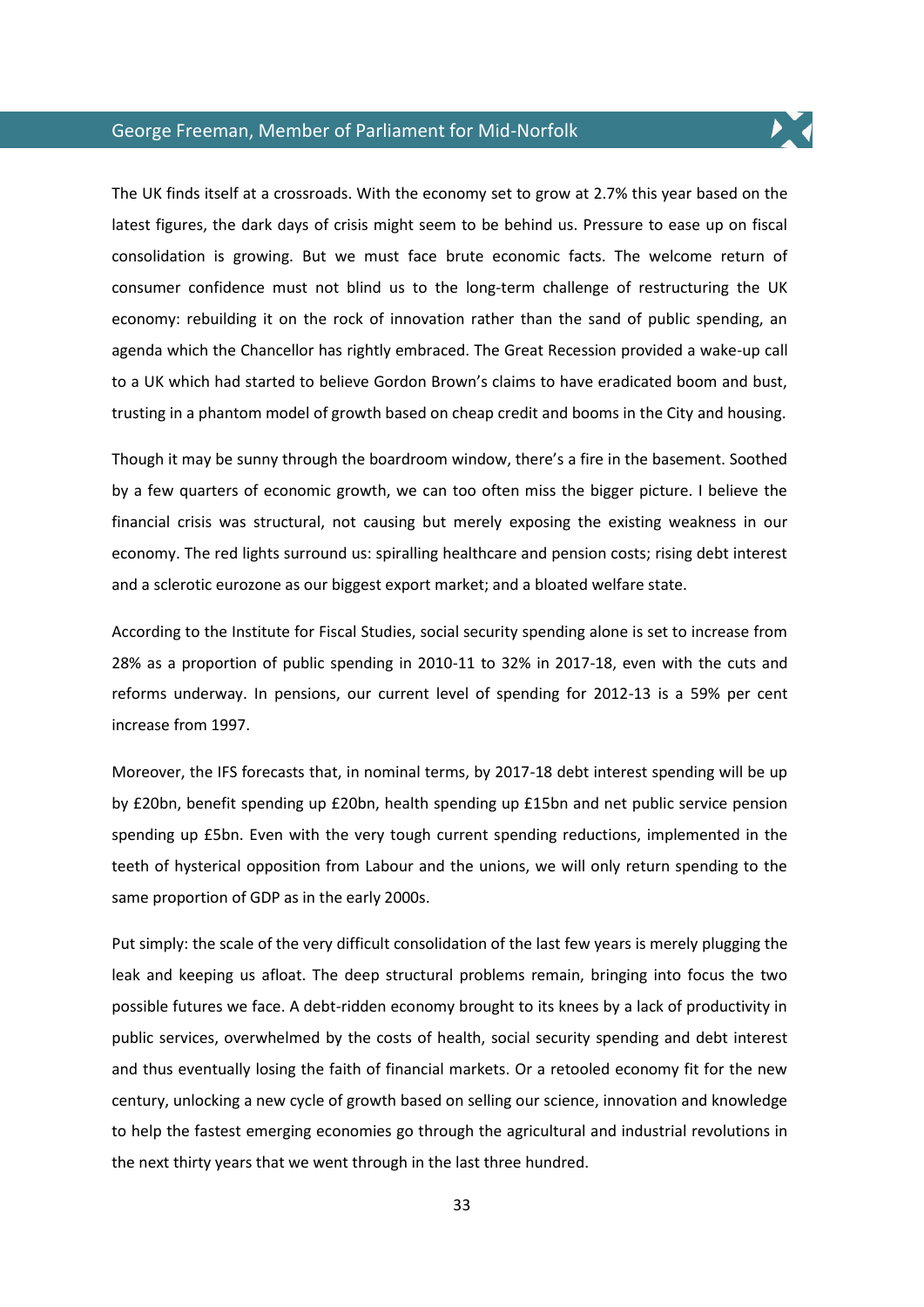## George Freeman, Member of Parliament for Mid-Norfolk

The UK finds itself at a crossroads. With the economy set to grow at 2.7% this year based on the latest figures, the dark days of crisis might seem to be behind us. Pressure to ease up on fiscal consolidation is growing. But we must face brute economic facts. The welcome return of consumer confidence must not blind us to the long-term challenge of restructuring the UK economy: rebuilding it on the rock of innovation rather than the sand of public spending, an agenda which the Chancellor has rightly embraced. The Great Recession provided a wake-up call to a UK which had started to believe Gordon Brown's claims to have eradicated boom and bust, trusting in a phantom model of growth based on cheap credit and booms in the City and housing.

Though it may be sunny through the boardroom window, there's a fire in the basement. Soothed by a few quarters of economic growth, we can too often miss the bigger picture. I believe the financial crisis was structural, not causing but merely exposing the existing weakness in our economy. The red lights surround us: spiralling healthcare and pension costs; rising debt interest and a sclerotic eurozone as our biggest export market; and a bloated welfare state.

According to the Institute for Fiscal Studies, social security spending alone is set to increase from 28% as a proportion of public spending in 2010-11 to 32% in 2017-18, even with the cuts and reforms underway. In pensions, our current level of spending for 2012-13 is a 59% per cent increase from 1997.

Moreover, the IFS forecasts that, in nominal terms, by 2017-18 debt interest spending will be up by £20bn, benefit spending up £20bn, health spending up £15bn and net public service pension spending up £5bn. Even with the very tough current spending reductions, implemented in the teeth of hysterical opposition from Labour and the unions, we will only return spending to the same proportion of GDP as in the early 2000s.

Put simply: the scale of the very difficult consolidation of the last few years is merely plugging the leak and keeping us afloat. The deep structural problems remain, bringing into focus the two possible futures we face. A debt-ridden economy brought to its knees by a lack of productivity in public services, overwhelmed by the costs of health, social security spending and debt interest and thus eventually losing the faith of financial markets. Or a retooled economy fit for the new century, unlocking a new cycle of growth based on selling our science, innovation and knowledge to help the fastest emerging economies go through the agricultural and industrial revolutions in the next thirty years that we went through in the last three hundred.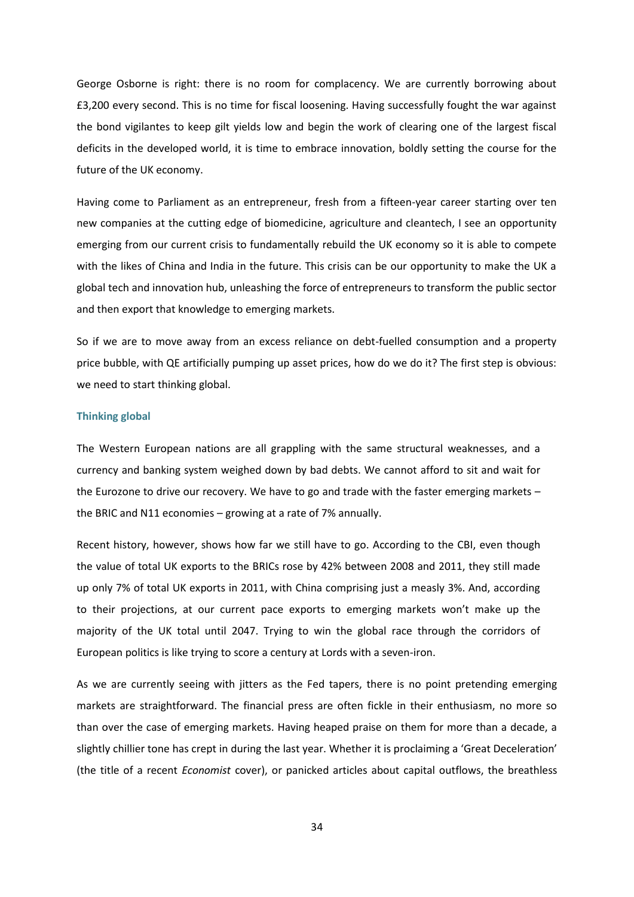George Osborne is right: there is no room for complacency. We are currently borrowing about £3,200 every second. This is no time for fiscal loosening. Having successfully fought the war against the bond vigilantes to keep gilt yields low and begin the work of clearing one of the largest fiscal deficits in the developed world, it is time to embrace innovation, boldly setting the course for the future of the UK economy.

Having come to Parliament as an entrepreneur, fresh from a fifteen-year career starting over ten new companies at the cutting edge of biomedicine, agriculture and cleantech, I see an opportunity emerging from our current crisis to fundamentally rebuild the UK economy so it is able to compete with the likes of China and India in the future. This crisis can be our opportunity to make the UK a global tech and innovation hub, unleashing the force of entrepreneurs to transform the public sector and then export that knowledge to emerging markets.

So if we are to move away from an excess reliance on debt-fuelled consumption and a property price bubble, with QE artificially pumping up asset prices, how do we do it? The first step is obvious: we need to start thinking global.

### Thinking global

The Western European nations are all grappling with the same structural weaknesses, and a currency and banking system weighed down by bad debts. We cannot afford to sit and wait for the Eurozone to drive our recovery. We have to go and trade with the faster emerging markets – the BRIC and N11 economies – growing at a rate of 7% annually.

Recent history, however, shows how far we still have to go. According to the CBI, even though the value of total UK exports to the BRICs rose by 42% between 2008 and 2011, they still made up only 7% of total UK exports in 2011, with China comprising just a measly 3%. And, according to their projections, at our current pace exports to emerging markets won't make up the majority of the UK total until 2047. Trying to win the global race through the corridors of European politics is like trying to score a century at Lords with a seven-iron.

As we are currently seeing with jitters as the Fed tapers, there is no point pretending emerging markets are straightforward. The financial press are often fickle in their enthusiasm, no more so than over the case of emerging markets. Having heaped praise on them for more than a decade, a slightly chillier tone has crept in during the last year. Whether it is proclaiming a 'Great Deceleration' (the title of a recent *Economist* cover), or panicked articles about capital outflows, the breathless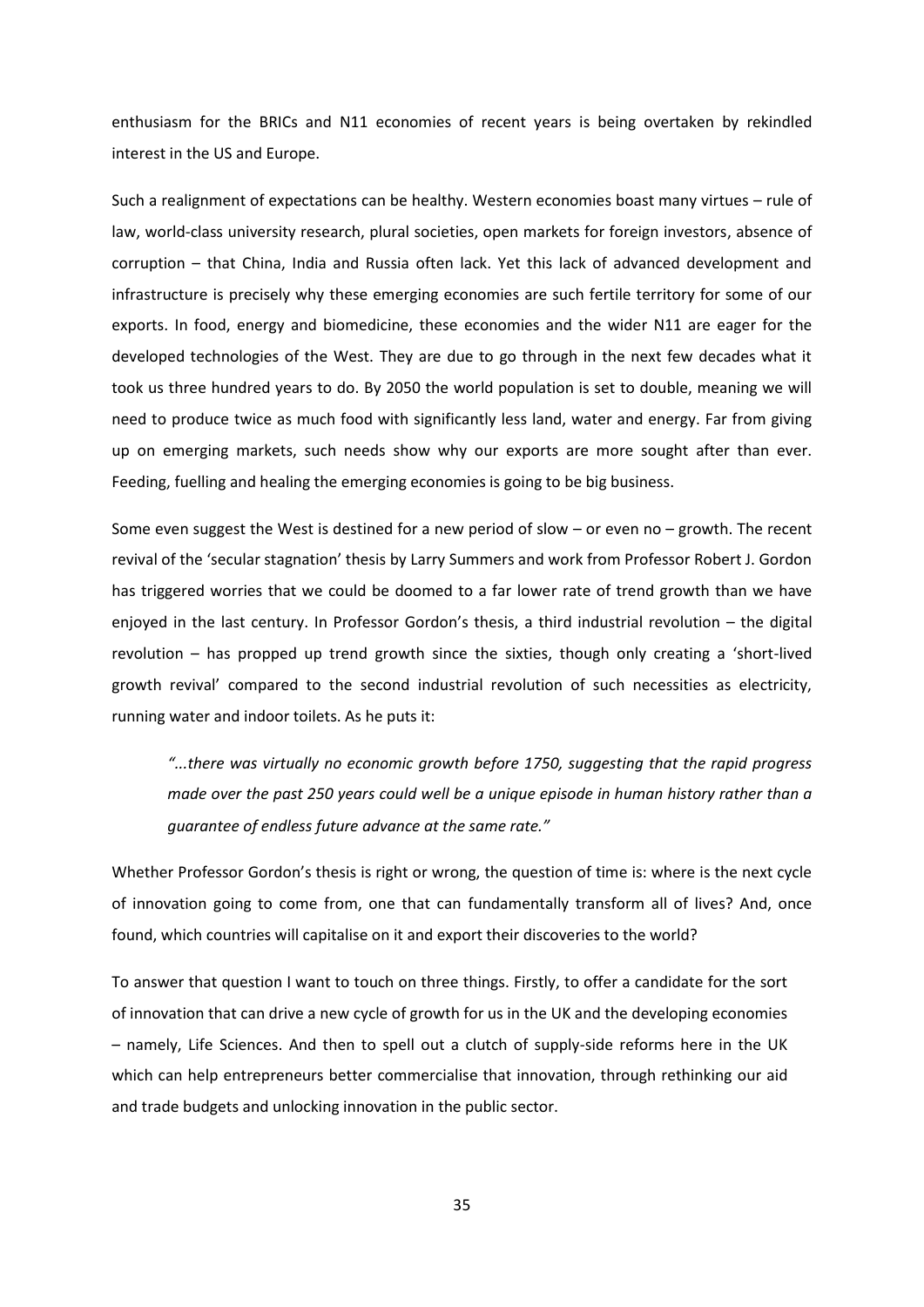enthusiasm for the BRICs and N11 economies of recent years is being overtaken by rekindled interest in the US and Europe.

Such a realignment of expectations can be healthy. Western economies boast many virtues – rule of law, world-class university research, plural societies, open markets for foreign investors, absence of corruption – that China, India and Russia often lack. Yet this lack of advanced development and infrastructure is precisely why these emerging economies are such fertile territory for some of our exports. In food, energy and biomedicine, these economies and the wider N11 are eager for the developed technologies of the West. They are due to go through in the next few decades what it took us three hundred years to do. By 2050 the world population is set to double, meaning we will need to produce twice as much food with significantly less land, water and energy. Far from giving up on emerging markets, such needs show why our exports are more sought after than ever. Feeding, fuelling and healing the emerging economies is going to be big business.

Some even suggest the West is destined for a new period of slow – or even no – growth. The recent revival of the 'secular stagnation' thesis by Larry Summers and work from Professor Robert J. Gordon has triggered worries that we could be doomed to a far lower rate of trend growth than we have enjoyed in the last century. In Professor Gordon's thesis, a third industrial revolution – the digital revolution – has propped up trend growth since the sixties, though only creating a 'short-lived growth revival' compared to the second industrial revolution of such necessities as electricity, running water and indoor toilets. As he puts it:

> *"...there was virtually no economic growth before 1750, suggesting that the rapid progress made over the past 250 years could well be a unique episode in human history rather than a guarantee of endless future advance at the same rate."*

Whether Professor Gordon's thesis is right or wrong, the question of time is: where is the next cycle of innovation going to come from, one that can fundamentally transform all of lives? And, once found, which countries will capitalise on it and export their discoveries to the world?

To answer that question I want to touch on three things. Firstly, to offer a candidate for the sort of innovation that can drive a new cycle of growth for us in the UK and the developing economies – namely, Life Sciences. And then to spell out a clutch of supply-side reforms here in the UK which can help entrepreneurs better commercialise that innovation, through rethinking our aid and trade budgets and unlocking innovation in the public sector.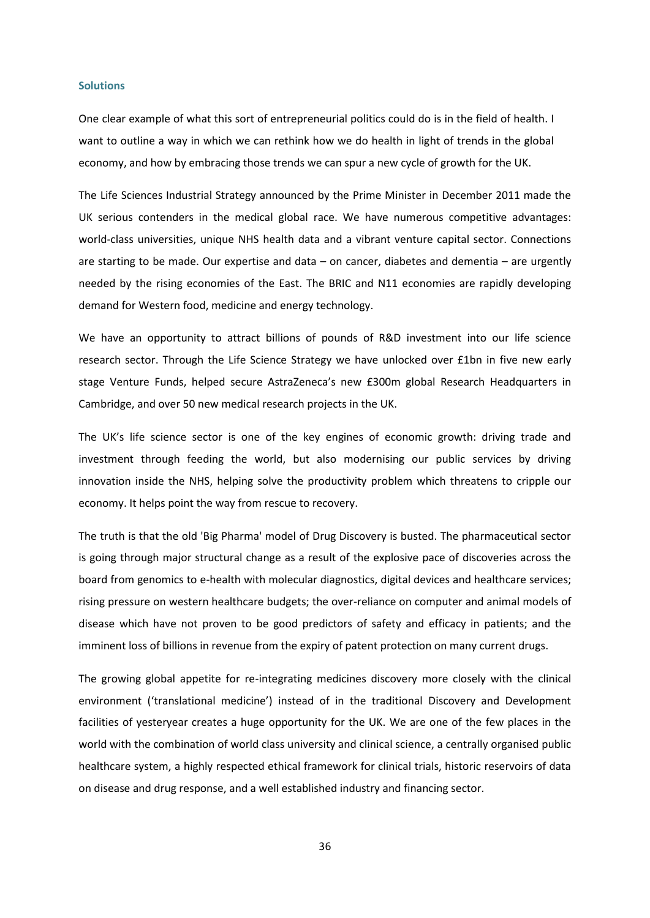### Solutions

One clear example of what this sort of entrepreneurial politics could do is in the field of health. I want to outline a way in which we can rethink how we do health in light of trends in the global economy, and how by embracing those trends we can spur a new cycle of growth for the UK.

The Life Sciences Industrial Strategy announced by the Prime Minister in December 2011 made the UK serious contenders in the medical global race. We have numerous competitive advantages: world-class universities, unique NHS health data and a vibrant venture capital sector. Connections are starting to be made. Our expertise and data – on cancer, diabetes and dementia – are urgently needed by the rising economies of the East. The BRIC and N11 economies are rapidly developing demand for Western food, medicine and energy technology.

We have an opportunity to attract billions of pounds of R&D investment into our life science research sector. Through the Life Science Strategy we have unlocked over £1bn in five new early stage Venture Funds, helped secure AstraZeneca's new £300m global Research Headquarters in Cambridge, and over 50 new medical research projects in the UK.

The UK's life science sector is one of the key engines of economic growth: driving trade and investment through feeding the world, but also modernising our public services by driving innovation inside the NHS, helping solve the productivity problem which threatens to cripple our economy. It helps point the way from rescue to recovery.

The truth is that the old 'Big Pharma' model of Drug Discovery is busted. The pharmaceutical sector is going through major structural change as a result of the explosive pace of discoveries across the board from genomics to e-health with molecular diagnostics, digital devices and healthcare services; rising pressure on western healthcare budgets; the over-reliance on computer and animal models of disease which have not proven to be good predictors of safety and efficacy in patients; and the imminent loss of billions in revenue from the expiry of patent protection on many current drugs.

The growing global appetite for re-integrating medicines discovery more closely with the clinical environment ('translational medicine') instead of in the traditional Discovery and Development facilities of yesteryear creates a huge opportunity for the UK. We are one of the few places in the world with the combination of world class university and clinical science, a centrally organised public healthcare system, a highly respected ethical framework for clinical trials, historic reservoirs of data on disease and drug response, and a well established industry and financing sector.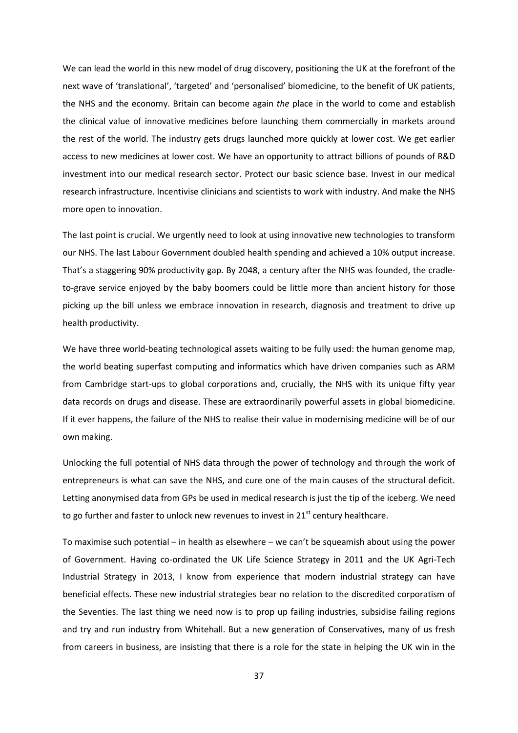We can lead the world in this new model of drug discovery, positioning the UK at the forefront of the next wave of 'translational', 'targeted' and 'personalised' biomedicine, to the benefit of UK patients, the NHS and the economy. Britain can become again *the* place in the world to come and establish the clinical value of innovative medicines before launching them commercially in markets around the rest of the world. The industry gets drugs launched more quickly at lower cost. We get earlier access to new medicines at lower cost. We have an opportunity to attract billions of pounds of R&D investment into our medical research sector. Protect our basic science base. Invest in our medical research infrastructure. Incentivise clinicians and scientists to work with industry. And make the NHS more open to innovation.

The last point is crucial. We urgently need to look at using innovative new technologies to transform our NHS. The last Labour Government doubled health spending and achieved a 10% output increase. That's a staggering 90% productivity gap. By 2048, a century after the NHS was founded, the cradle-to-grave service enjoyed by the baby boomers could be little more than ancient history for those picking up the bill unless we embrace innovation in research, diagnosis and treatment to drive up health productivity.

We have three world-beating technological assets waiting to be fully used: the human genome map, the world beating superfast computing and informatics which have driven companies such as ARM from Cambridge start-ups to global corporations and, crucially, the NHS with its unique fifty year data records on drugs and disease. These are extraordinarily powerful assets in global biomedicine. If it ever happens, the failure of the NHS to realise their value in modernising medicine will be of our own making.

Unlocking the full potential of NHS data through the power of technology and through the work of entrepreneurs is what can save the NHS, and cure one of the main causes of the structural deficit. Letting anonymised data from GPs be used in medical research is just the tip of the iceberg. We need to go further and faster to unlock new revenues to invest in 21st century healthcare.

To maximise such potential – in health as elsewhere – we can't be squeamish about using the power of Government. Having co-ordinated the UK Life Science Strategy in 2011 and the UK Agri-Tech Industrial Strategy in 2013, I know from experience that modern industrial strategy can have beneficial effects. These new industrial strategies bear no relation to the discredited corporatism of the Seventies. The last thing we need now is to prop up failing industries, subsidise failing regions and try and run industry from Whitehall. But a new generation of Conservatives, many of us fresh from careers in business, are insisting that there is a role for the state in helping the UK win in the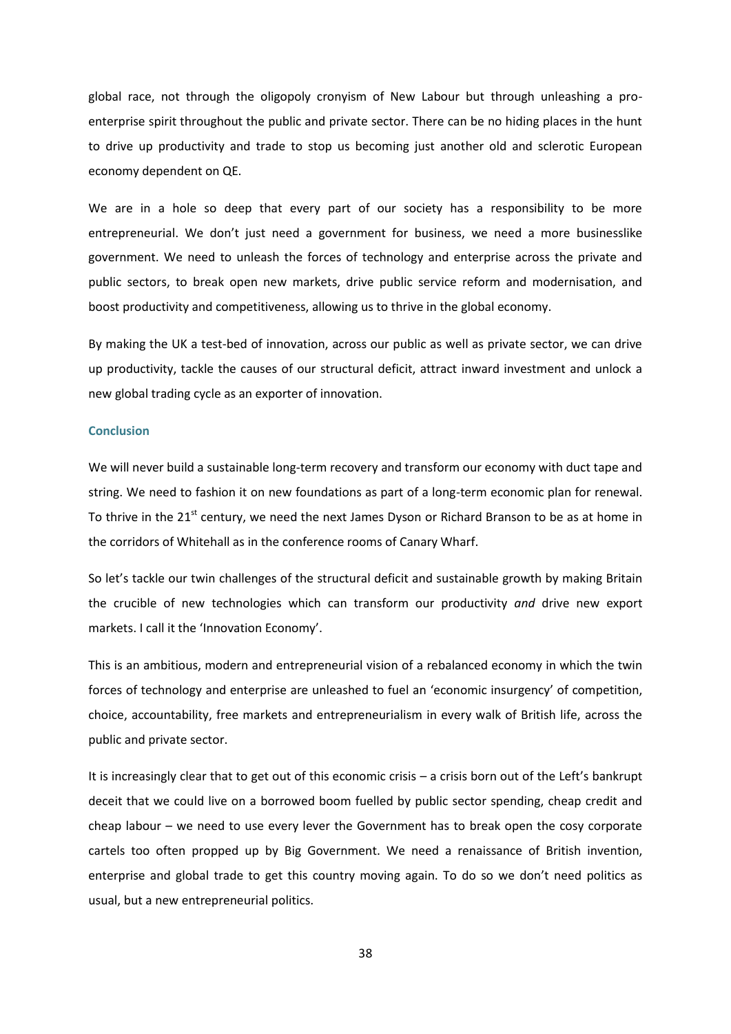global race, not through the oligopoly cronyism of New Labour but through unleashing a pro-enterprise spirit throughout the public and private sector. There can be no hiding places in the hunt to drive up productivity and trade to stop us becoming just another old and sclerotic European economy dependent on QE.

We are in a hole so deep that every part of our society has a responsibility to be more entrepreneurial. We don't just need a government for business, we need a more businesslike government. We need to unleash the forces of technology and enterprise across the private and public sectors, to break open new markets, drive public service reform and modernisation, and boost productivity and competitiveness, allowing us to thrive in the global economy.

By making the UK a test-bed of innovation, across our public as well as private sector, we can drive up productivity, tackle the causes of our structural deficit, attract inward investment and unlock a new global trading cycle as an exporter of innovation.

### Conclusion

We will never build a sustainable long-term recovery and transform our economy with duct tape and string. We need to fashion it on new foundations as part of a long-term economic plan for renewal. To thrive in the 21st century, we need the next James Dyson or Richard Branson to be as at home in the corridors of Whitehall as in the conference rooms of Canary Wharf.

So let's tackle our twin challenges of the structural deficit and sustainable growth by making Britain the crucible of new technologies which can transform our productivity *and* drive new export markets. I call it the 'Innovation Economy'.

This is an ambitious, modern and entrepreneurial vision of a rebalanced economy in which the twin forces of technology and enterprise are unleashed to fuel an 'economic insurgency' of competition, choice, accountability, free markets and entrepreneurialism in every walk of British life, across the public and private sector.

It is increasingly clear that to get out of this economic crisis – a crisis born out of the Left's bankrupt deceit that we could live on a borrowed boom fuelled by public sector spending, cheap credit and cheap labour – we need to use every lever the Government has to break open the cosy corporate cartels too often propped up by Big Government. We need a renaissance of British invention, enterprise and global trade to get this country moving again. To do so we don't need politics as usual, but a new entrepreneurial politics.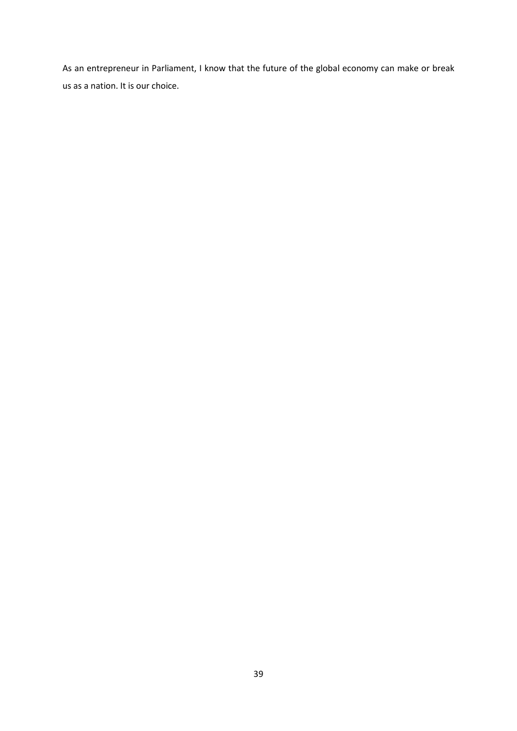As an entrepreneur in Parliament, I know that the future of the global economy can make or break us as a nation. It is our choice.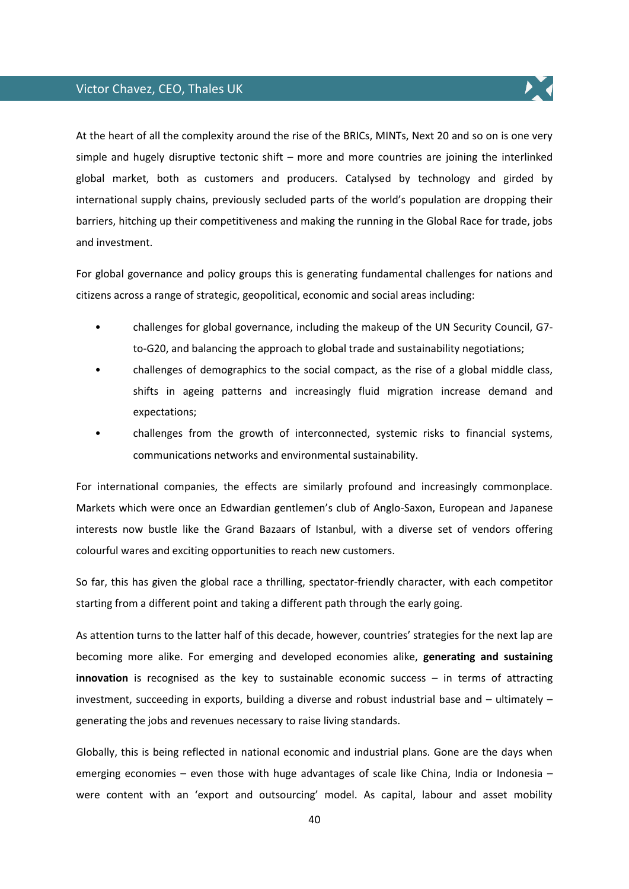## Victor Chavez, CEO, Thales UK

At the heart of all the complexity around the rise of the BRICs, MINTs, Next 20 and so on is one very simple and hugely disruptive tectonic shift – more and more countries are joining the interlinked global market, both as customers and producers. Catalysed by technology and girded by international supply chains, previously secluded parts of the world's population are dropping their barriers, hitching up their competitiveness and making the running in the Global Race for trade, jobs and investment.

For global governance and policy groups this is generating fundamental challenges for nations and citizens across a range of strategic, geopolitical, economic and social areas including:

- challenges for global governance, including the makeup of the UN Security Council, G7-to-G20, and balancing the approach to global trade and sustainability negotiations;
- challenges of demographics to the social compact, as the rise of a global middle class, shifts in ageing patterns and increasingly fluid migration increase demand and expectations;
- challenges from the growth of interconnected, systemic risks to financial systems, communications networks and environmental sustainability.

For international companies, the effects are similarly profound and increasingly commonplace. Markets which were once an Edwardian gentlemen's club of Anglo-Saxon, European and Japanese interests now bustle like the Grand Bazaars of Istanbul, with a diverse set of vendors offering colourful wares and exciting opportunities to reach new customers.

So far, this has given the global race a thrilling, spectator-friendly character, with each competitor starting from a different point and taking a different path through the early going.

As attention turns to the latter half of this decade, however, countries' strategies for the next lap are becoming more alike. For emerging and developed economies alike, **generating and sustaining innovation** is recognised as the key to sustainable economic success – in terms of attracting investment, succeeding in exports, building a diverse and robust industrial base and – ultimately – generating the jobs and revenues necessary to raise living standards.

Globally, this is being reflected in national economic and industrial plans. Gone are the days when emerging economies – even those with huge advantages of scale like China, India or Indonesia – were content with an 'export and outsourcing' model. As capital, labour and asset mobility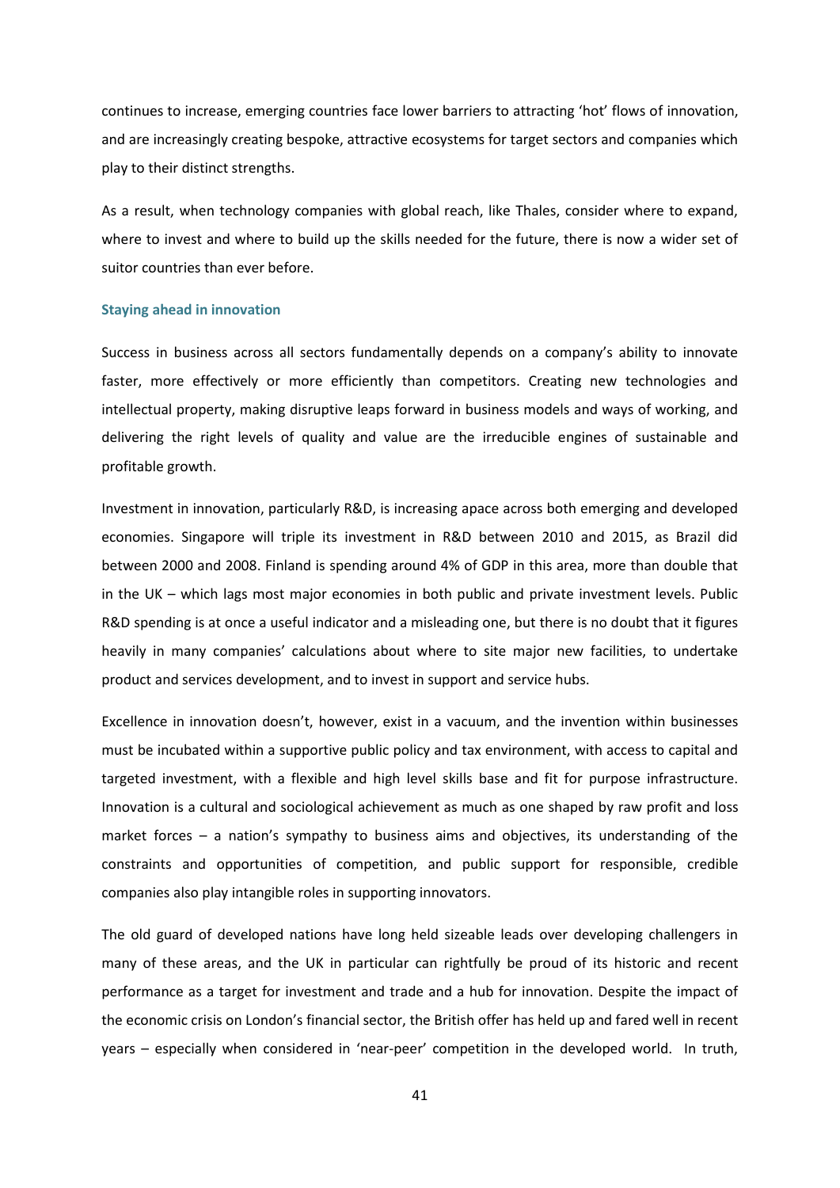continues to increase, emerging countries face lower barriers to attracting 'hot' flows of innovation, and are increasingly creating bespoke, attractive ecosystems for target sectors and companies which play to their distinct strengths.

As a result, when technology companies with global reach, like Thales, consider where to expand, where to invest and where to build up the skills needed for the future, there is now a wider set of suitor countries than ever before.

### Staying ahead in innovation

Success in business across all sectors fundamentally depends on a company's ability to innovate faster, more effectively or more efficiently than competitors. Creating new technologies and intellectual property, making disruptive leaps forward in business models and ways of working, and delivering the right levels of quality and value are the irreducible engines of sustainable and profitable growth.

Investment in innovation, particularly R&D, is increasing apace across both emerging and developed economies. Singapore will triple its investment in R&D between 2010 and 2015, as Brazil did between 2000 and 2008. Finland is spending around 4% of GDP in this area, more than double that in the UK – which lags most major economies in both public and private investment levels. Public R&D spending is at once a useful indicator and a misleading one, but there is no doubt that it figures heavily in many companies' calculations about where to site major new facilities, to undertake product and services development, and to invest in support and service hubs.

Excellence in innovation doesn't, however, exist in a vacuum, and the invention within businesses must be incubated within a supportive public policy and tax environment, with access to capital and targeted investment, with a flexible and high level skills base and fit for purpose infrastructure. Innovation is a cultural and sociological achievement as much as one shaped by raw profit and loss market forces – a nation's sympathy to business aims and objectives, its understanding of the constraints and opportunities of competition, and public support for responsible, credible companies also play intangible roles in supporting innovators.

The old guard of developed nations have long held sizeable leads over developing challengers in many of these areas, and the UK in particular can rightfully be proud of its historic and recent performance as a target for investment and trade and a hub for innovation. Despite the impact of the economic crisis on London's financial sector, the British offer has held up and fared well in recent years – especially when considered in 'near-peer' competition in the developed world. In truth,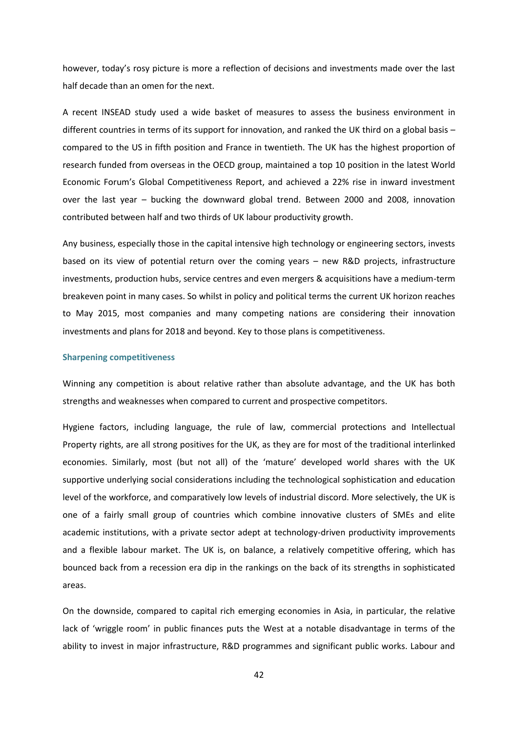however, today's rosy picture is more a reflection of decisions and investments made over the last half decade than an omen for the next.

A recent INSEAD study used a wide basket of measures to assess the business environment in different countries in terms of its support for innovation, and ranked the UK third on a global basis – compared to the US in fifth position and France in twentieth. The UK has the highest proportion of research funded from overseas in the OECD group, maintained a top 10 position in the latest World Economic Forum's Global Competitiveness Report, and achieved a 22% rise in inward investment over the last year – bucking the downward global trend. Between 2000 and 2008, innovation contributed between half and two thirds of UK labour productivity growth.

Any business, especially those in the capital intensive high technology or engineering sectors, invests based on its view of potential return over the coming years – new R&D projects, infrastructure investments, production hubs, service centres and even mergers & acquisitions have a medium-term breakeven point in many cases. So whilst in policy and political terms the current UK horizon reaches to May 2015, most companies and many competing nations are considering their innovation investments and plans for 2018 and beyond. Key to those plans is competitiveness.

### Sharpening competitiveness

Winning any competition is about relative rather than absolute advantage, and the UK has both strengths and weaknesses when compared to current and prospective competitors.

Hygiene factors, including language, the rule of law, commercial protections and Intellectual Property rights, are all strong positives for the UK, as they are for most of the traditional interlinked economies. Similarly, most (but not all) of the 'mature' developed world shares with the UK supportive underlying social considerations including the technological sophistication and education level of the workforce, and comparatively low levels of industrial discord. More selectively, the UK is one of a fairly small group of countries which combine innovative clusters of SMEs and elite academic institutions, with a private sector adept at technology-driven productivity improvements and a flexible labour market. The UK is, on balance, a relatively competitive offering, which has bounced back from a recession era dip in the rankings on the back of its strengths in sophisticated areas.

On the downside, compared to capital rich emerging economies in Asia, in particular, the relative lack of 'wriggle room' in public finances puts the West at a notable disadvantage in terms of the ability to invest in major infrastructure, R&D programmes and significant public works. Labour and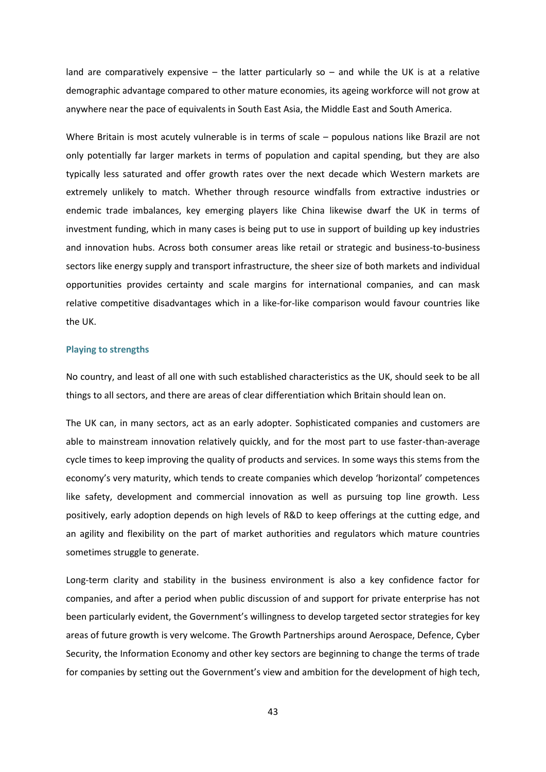land are comparatively expensive – the latter particularly so – and while the UK is at a relative demographic advantage compared to other mature economies, its ageing workforce will not grow at anywhere near the pace of equivalents in South East Asia, the Middle East and South America.

Where Britain is most acutely vulnerable is in terms of scale – populous nations like Brazil are not only potentially far larger markets in terms of population and capital spending, but they are also typically less saturated and offer growth rates over the next decade which Western markets are extremely unlikely to match. Whether through resource windfalls from extractive industries or endemic trade imbalances, key emerging players like China likewise dwarf the UK in terms of investment funding, which in many cases is being put to use in support of building up key industries and innovation hubs. Across both consumer areas like retail or strategic and business-to-business sectors like energy supply and transport infrastructure, the sheer size of both markets and individual opportunities provides certainty and scale margins for international companies, and can mask relative competitive disadvantages which in a like-for-like comparison would favour countries like the UK.

### Playing to strengths

No country, and least of all one with such established characteristics as the UK, should seek to be all things to all sectors, and there are areas of clear differentiation which Britain should lean on.

The UK can, in many sectors, act as an early adopter. Sophisticated companies and customers are able to mainstream innovation relatively quickly, and for the most part to use faster-than-average cycle times to keep improving the quality of products and services. In some ways this stems from the economy's very maturity, which tends to create companies which develop 'horizontal' competences like safety, development and commercial innovation as well as pursuing top line growth. Less positively, early adoption depends on high levels of R&D to keep offerings at the cutting edge, and an agility and flexibility on the part of market authorities and regulators which mature countries sometimes struggle to generate.

Long-term clarity and stability in the business environment is also a key confidence factor for companies, and after a period when public discussion of and support for private enterprise has not been particularly evident, the Government's willingness to develop targeted sector strategies for key areas of future growth is very welcome. The Growth Partnerships around Aerospace, Defence, Cyber Security, the Information Economy and other key sectors are beginning to change the terms of trade for companies by setting out the Government's view and ambition for the development of high tech,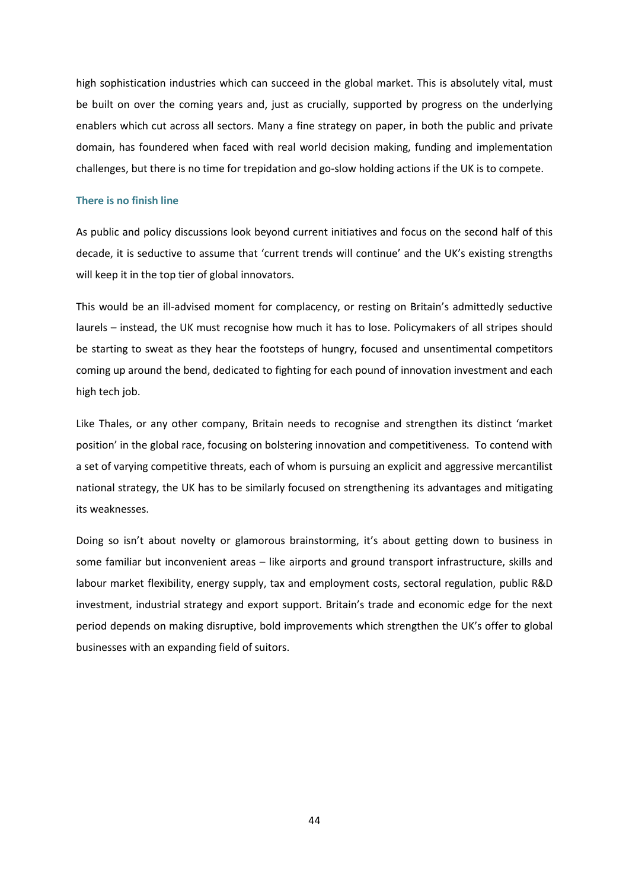high sophistication industries which can succeed in the global market. This is absolutely vital, must be built on over the coming years and, just as crucially, supported by progress on the underlying enablers which cut across all sectors. Many a fine strategy on paper, in both the public and private domain, has foundered when faced with real world decision making, funding and implementation challenges, but there is no time for trepidation and go-slow holding actions if the UK is to compete.

### There is no finish line

As public and policy discussions look beyond current initiatives and focus on the second half of this decade, it is seductive to assume that 'current trends will continue' and the UK's existing strengths will keep it in the top tier of global innovators.

This would be an ill-advised moment for complacency, or resting on Britain's admittedly seductive laurels – instead, the UK must recognise how much it has to lose. Policymakers of all stripes should be starting to sweat as they hear the footsteps of hungry, focused and unsentimental competitors coming up around the bend, dedicated to fighting for each pound of innovation investment and each high tech job.

Like Thales, or any other company, Britain needs to recognise and strengthen its distinct 'market position' in the global race, focusing on bolstering innovation and competitiveness. To contend with a set of varying competitive threats, each of whom is pursuing an explicit and aggressive mercantilist national strategy, the UK has to be similarly focused on strengthening its advantages and mitigating its weaknesses.

Doing so isn't about novelty or glamorous brainstorming, it's about getting down to business in some familiar but inconvenient areas – like airports and ground transport infrastructure, skills and labour market flexibility, energy supply, tax and employment costs, sectoral regulation, public R&D investment, industrial strategy and export support. Britain's trade and economic edge for the next period depends on making disruptive, bold improvements which strengthen the UK's offer to global businesses with an expanding field of suitors.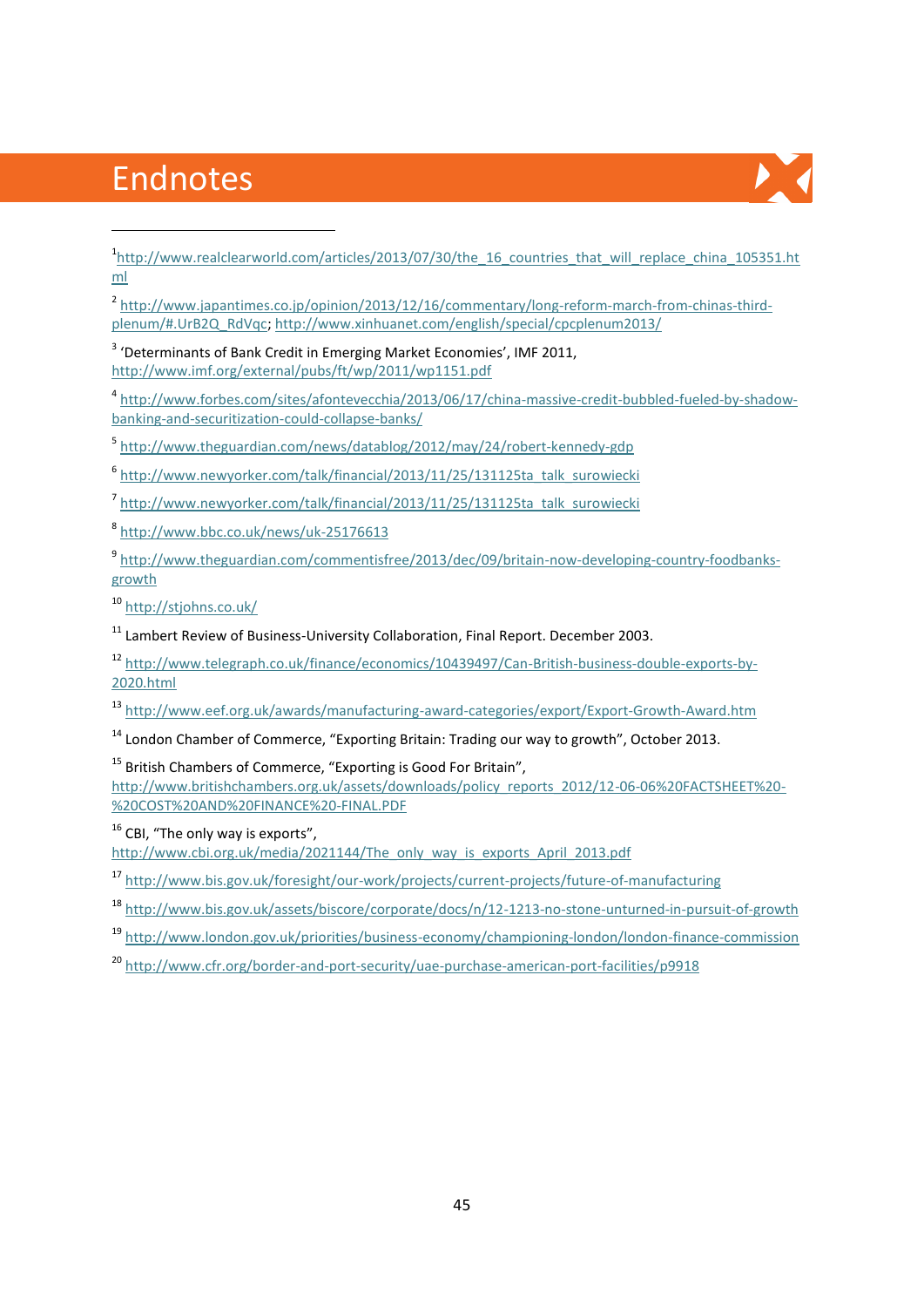# Endnotes

[1] http://www.realclearworld.com/articles/2013/07/30/the_16_countries_that_will_replace_china_105351.html

[2] http://www.japantimes.co.jp/opinion/2013/12/16/commentary/long-reform-march-from-chinas-third-plenum/#.UrB2Q_RdVqc; http://www.xinhuanet.com/english/special/cpcplenum2013/

[3] 'Determinants of Bank Credit in Emerging Market Economies', IMF 2011, http://www.imf.org/external/pubs/ft/wp/2011/wp1151.pdf

[4] http://www.forbes.com/sites/afontevecchia/2013/06/17/china-massive-credit-bubbled-fueled-by-shadow-banking-and-securitization-could-collapse-banks/

[5] http://www.theguardian.com/news/datablog/2012/may/24/robert-kennedy-gdp

[6] http://www.newyorker.com/talk/financial/2013/11/25/131125ta_talk_surowiecki

[7] http://www.newyorker.com/talk/financial/2013/11/25/131125ta_talk_surowiecki

[8] http://www.bbc.co.uk/news/uk-25176613

[9] http://www.theguardian.com/commentisfree/2013/dec/09/britain-now-developing-country-foodbanks-growth

[10] http://stjohns.co.uk/

[11] Lambert Review of Business-University Collaboration, Final Report. December 2003.

[12] http://www.telegraph.co.uk/finance/economics/10439497/Can-British-business-double-exports-by-2020.html

[13] http://www.eef.org.uk/awards/manufacturing-award-categories/export/Export-Growth-Award.htm

[14] London Chamber of Commerce, "Exporting Britain: Trading our way to growth", October 2013.

[15] British Chambers of Commerce, "Exporting is Good For Britain", http://www.britishchambers.org.uk/assets/downloads/policy_reports_2012/12-06-06%20FACTSHEET%20-%20COST%20AND%20FINANCE%20-FINAL.PDF

[16] CBI, "The only way is exports", http://www.cbi.org.uk/media/2021144/The_only_way_is_exports_April_2013.pdf

[17] http://www.bis.gov.uk/foresight/our-work/projects/current-projects/future-of-manufacturing

[18] http://www.bis.gov.uk/assets/biscore/corporate/docs/n/12-1213-no-stone-unturned-in-pursuit-of-growth

[19] http://www.london.gov.uk/priorities/business-economy/championing-london/london-finance-commission

[20] http://www.cfr.org/border-and-port-security/uae-purchase-american-port-facilities/p9918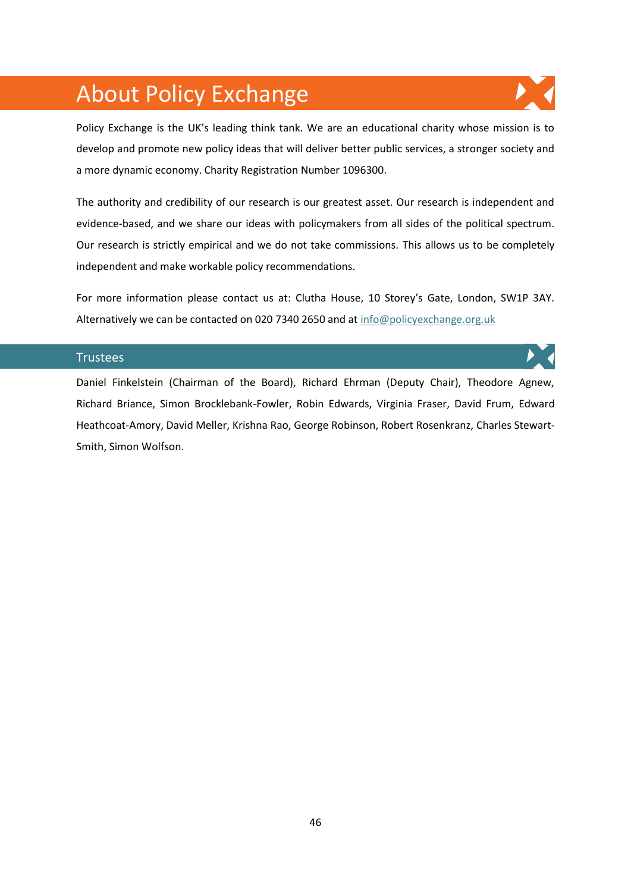# About Policy Exchange

Policy Exchange is the UK's leading think tank. We are an educational charity whose mission is to develop and promote new policy ideas that will deliver better public services, a stronger society and a more dynamic economy. Charity Registration Number 1096300.

The authority and credibility of our research is our greatest asset. Our research is independent and evidence-based, and we share our ideas with policymakers from all sides of the political spectrum. Our research is strictly empirical and we do not take commissions. This allows us to be completely independent and make workable policy recommendations.

For more information please contact us at: Clutha House, 10 Storey's Gate, London, SW1P 3AY. Alternatively we can be contacted on 020 7340 2650 and at info@policyexchange.org.uk

## Trustees

Daniel Finkelstein (Chairman of the Board), Richard Ehrman (Deputy Chair), Theodore Agnew, Richard Briance, Simon Brocklebank-Fowler, Robin Edwards, Virginia Fraser, David Frum, Edward Heathcoat-Amory, David Meller, Krishna Rao, George Robinson, Robert Rosenkranz, Charles Stewart-Smith, Simon Wolfson.